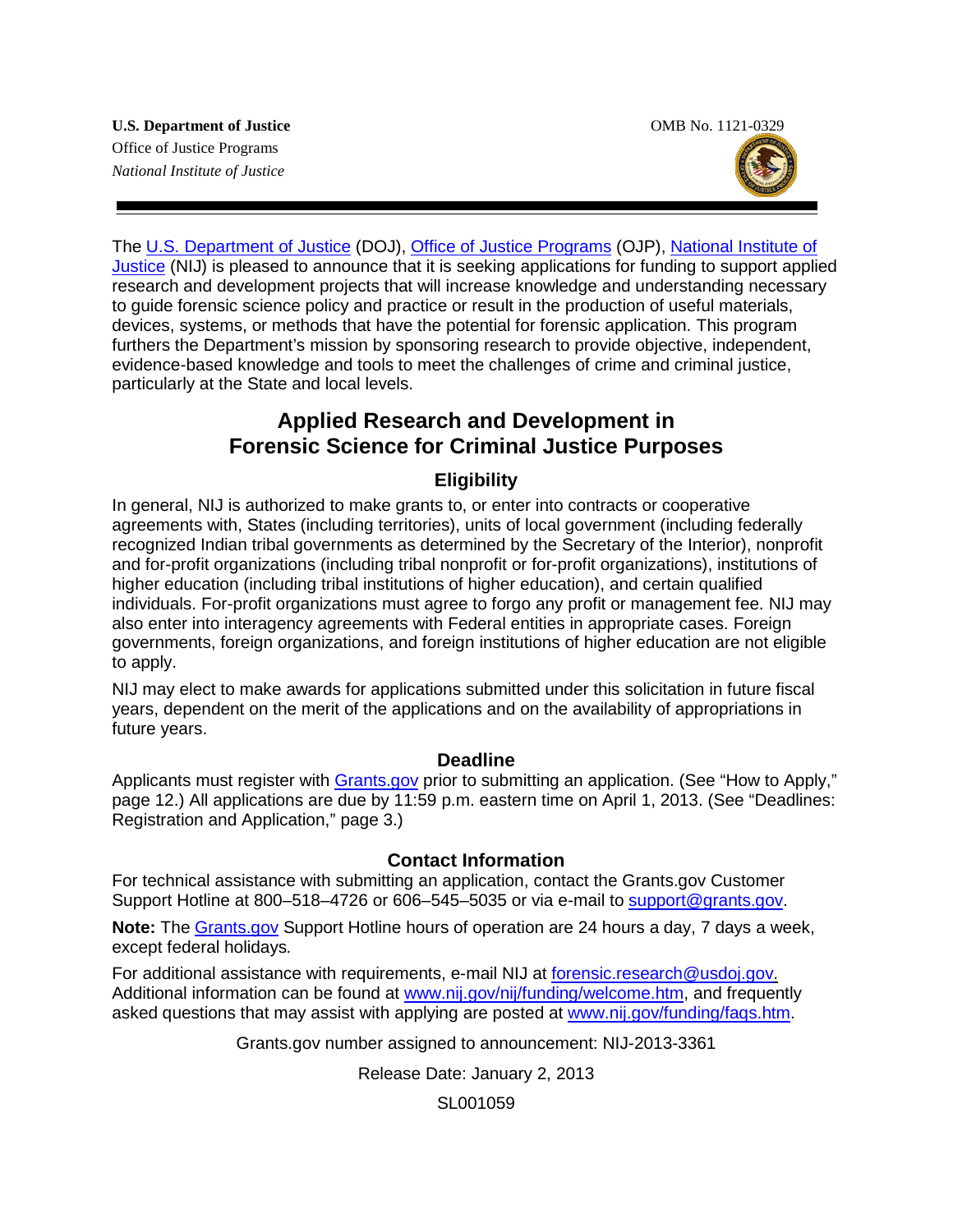**U.S. Department of Justice**
Office of Justice Programs
*National Institute of Justice*

OMB No. 1121-0329

The U.S. Department of Justice (DOJ), Office of Justice Programs (OJP), National Institute of Justice (NIJ) is pleased to announce that it is seeking applications for funding to support applied research and development projects that will increase knowledge and understanding necessary to guide forensic science policy and practice or result in the production of useful materials, devices, systems, or methods that have the potential for forensic application. This program furthers the Department's mission by sponsoring research to provide objective, independent, evidence-based knowledge and tools to meet the challenges of crime and criminal justice, particularly at the State and local levels.

# Applied Research and Development in Forensic Science for Criminal Justice Purposes

## Eligibility

In general, NIJ is authorized to make grants to, or enter into contracts or cooperative agreements with, States (including territories), units of local government (including federally recognized Indian tribal governments as determined by the Secretary of the Interior), nonprofit and for-profit organizations (including tribal nonprofit or for-profit organizations), institutions of higher education (including tribal institutions of higher education), and certain qualified individuals. For-profit organizations must agree to forgo any profit or management fee. NIJ may also enter into interagency agreements with Federal entities in appropriate cases. Foreign governments, foreign organizations, and foreign institutions of higher education are not eligible to apply.

NIJ may elect to make awards for applications submitted under this solicitation in future fiscal years, dependent on the merit of the applications and on the availability of appropriations in future years.

## Deadline

Applicants must register with Grants.gov prior to submitting an application. (See "How to Apply," page 12.) All applications are due by 11:59 p.m. eastern time on April 1, 2013. (See "Deadlines: Registration and Application," page 3.)

## Contact Information

For technical assistance with submitting an application, contact the Grants.gov Customer Support Hotline at 800–518–4726 or 606–545–5035 or via e-mail to support@grants.gov.

**Note:** The Grants.gov Support Hotline hours of operation are 24 hours a day, 7 days a week, except federal holidays.

For additional assistance with requirements, e-mail NIJ at forensic.research@usdoj.gov. Additional information can be found at www.nij.gov/nij/funding/welcome.htm, and frequently asked questions that may assist with applying are posted at www.nij.gov/funding/faqs.htm.

Grants.gov number assigned to announcement: NIJ-2013-3361

Release Date: January 2, 2013

SL001059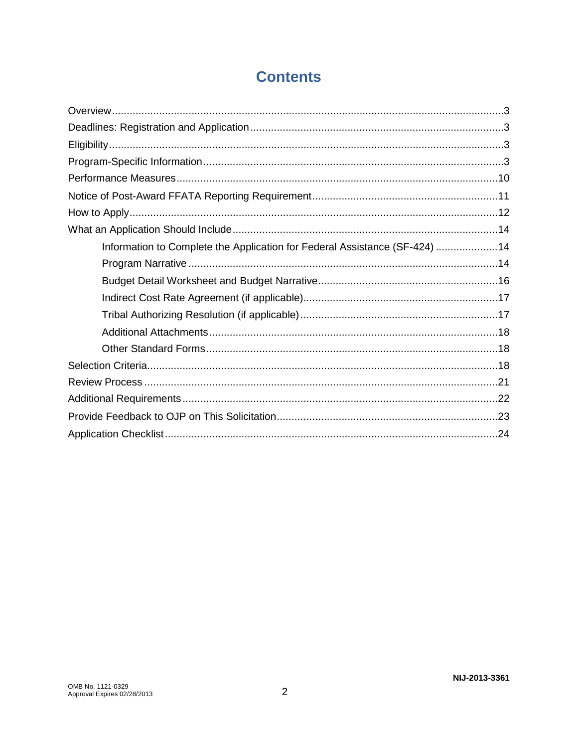# Contents

Overview....................................................................................................................3
Deadlines: Registration and Application.....................................................................3
Eligibility....................................................................................................................3
Program-Specific Information....................................................................................3
Performance Measures............................................................................................10
Notice of Post-Award FFATA Reporting Requirement..............................................11
How to Apply............................................................................................................12
What an Application Should Include.........................................................................14
- Information to Complete the Application for Federal Assistance (SF-424)......................14
- Program Narrative........................................................................................14
- Budget Detail Worksheet and Budget Narrative.............................................16
- Indirect Cost Rate Agreement (if applicable)..................................................17
- Tribal Authorizing Resolution (if applicable)...................................................17
- Additional Attachments..................................................................................18
- Other Standard Forms...................................................................................18

Selection Criteria......................................................................................................18
Review Process.......................................................................................................21
Additional Requirements..........................................................................................22
Provide Feedback to OJP on This Solicitation..........................................................23
Application Checklist................................................................................................24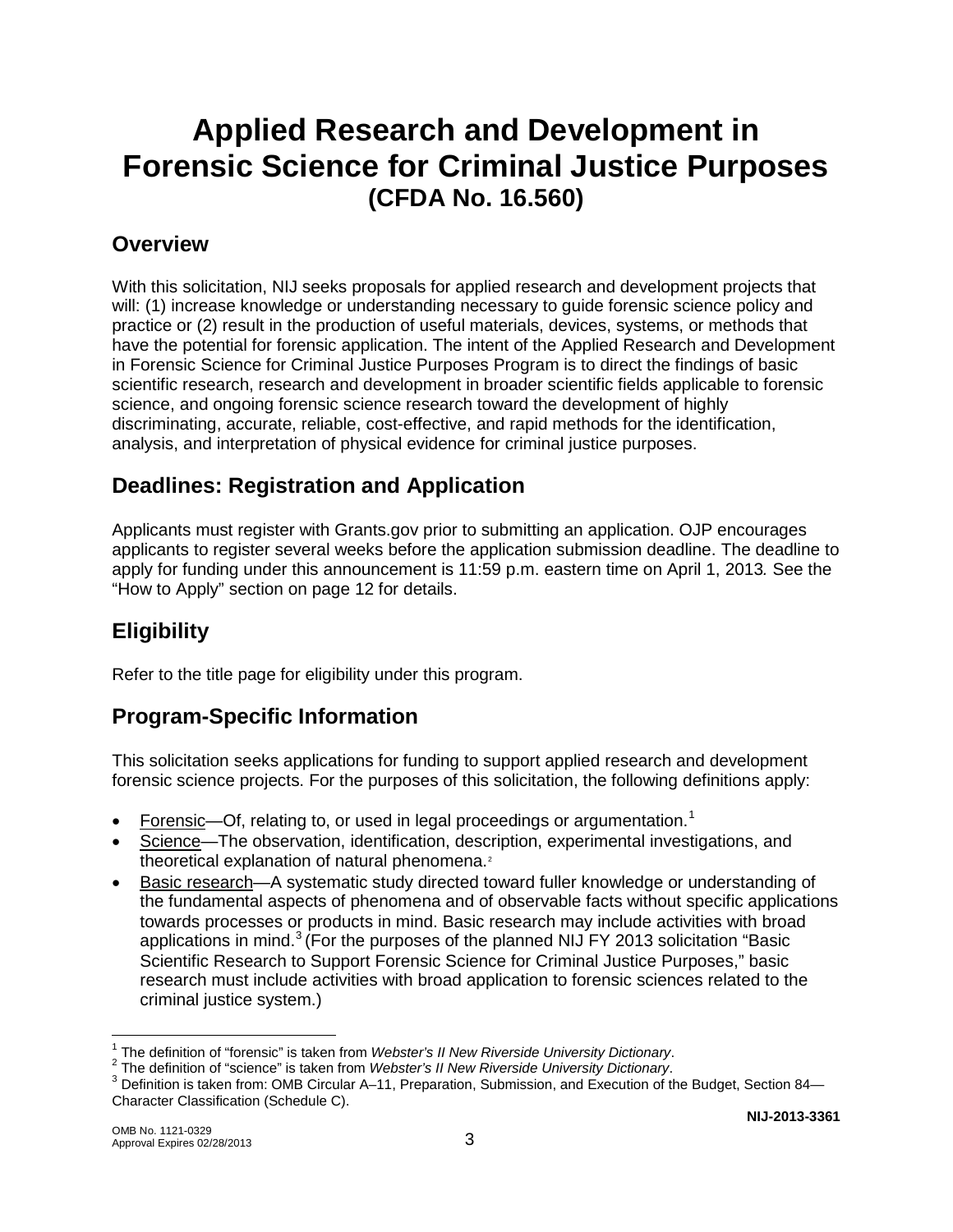# Applied Research and Development in Forensic Science for Criminal Justice Purposes
**(CFDA No. 16.560)**

## Overview

With this solicitation, NIJ seeks proposals for applied research and development projects that will: (1) increase knowledge or understanding necessary to guide forensic science policy and practice or (2) result in the production of useful materials, devices, systems, or methods that have the potential for forensic application. The intent of the Applied Research and Development in Forensic Science for Criminal Justice Purposes Program is to direct the findings of basic scientific research, research and development in broader scientific fields applicable to forensic science, and ongoing forensic science research toward the development of highly discriminating, accurate, reliable, cost-effective, and rapid methods for the identification, analysis, and interpretation of physical evidence for criminal justice purposes.

## Deadlines: Registration and Application

Applicants must register with Grants.gov prior to submitting an application. OJP encourages applicants to register several weeks before the application submission deadline. The deadline to apply for funding under this announcement is 11:59 p.m. eastern time on April 1, 2013*.* See the "How to Apply" section on page 12 for details.

## Eligibility

Refer to the title page for eligibility under this program.

## Program-Specific Information

This solicitation seeks applications for funding to support applied research and development forensic science projects. For the purposes of this solicitation, the following definitions apply:

- Forensic—Of, relating to, or used in legal proceedings or argumentation.[1]
- Science—The observation, identification, description, experimental investigations, and theoretical explanation of natural phenomena.[2]
- Basic research—A systematic study directed toward fuller knowledge or understanding of the fundamental aspects of phenomena and of observable facts without specific applications towards processes or products in mind. Basic research may include activities with broad applications in mind.[3] (For the purposes of the planned NIJ FY 2013 solicitation "Basic Scientific Research to Support Forensic Science for Criminal Justice Purposes," basic research must include activities with broad application to forensic sciences related to the criminal justice system.)

---

[1] The definition of "forensic" is taken from *Webster's II New Riverside University Dictionary*.
[2] The definition of "science" is taken from *Webster's II New Riverside University Dictionary*.
[3] Definition is taken from: OMB Circular A–11, Preparation, Submission, and Execution of the Budget, Section 84—Character Classification (Schedule C).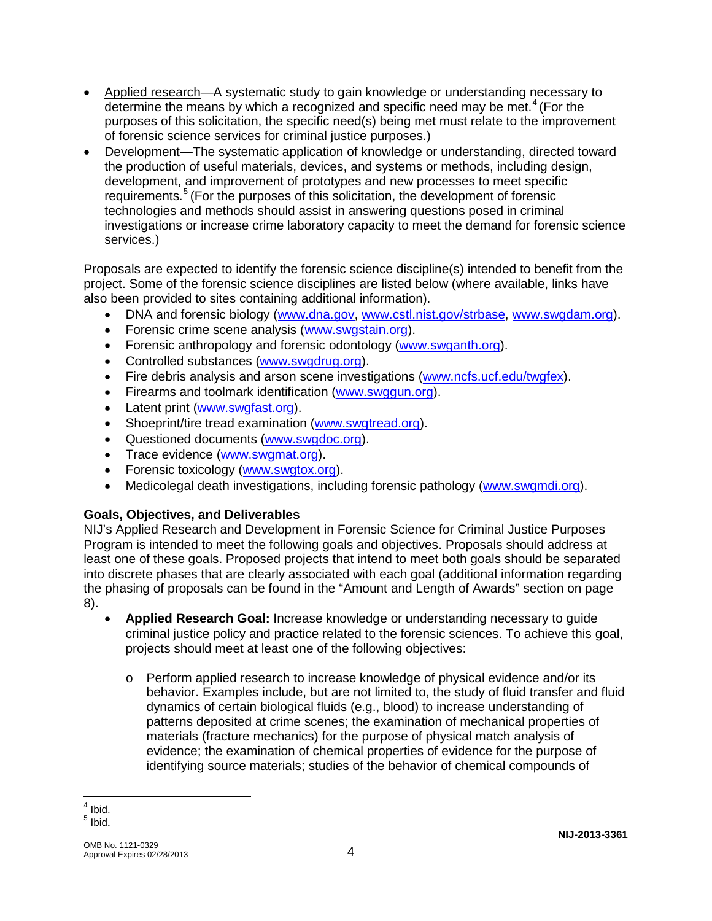- Applied research—A systematic study to gain knowledge or understanding necessary to determine the means by which a recognized and specific need may be met.[4] (For the purposes of this solicitation, the specific need(s) being met must relate to the improvement of forensic science services for criminal justice purposes.)
- Development—The systematic application of knowledge or understanding, directed toward the production of useful materials, devices, and systems or methods, including design, development, and improvement of prototypes and new processes to meet specific requirements.[5] (For the purposes of this solicitation, the development of forensic technologies and methods should assist in answering questions posed in criminal investigations or increase crime laboratory capacity to meet the demand for forensic science services.)

Proposals are expected to identify the forensic science discipline(s) intended to benefit from the project. Some of the forensic science disciplines are listed below (where available, links have also been provided to sites containing additional information).

- DNA and forensic biology (www.dna.gov, www.cstl.nist.gov/strbase, www.swgdam.org).
- Forensic crime scene analysis (www.swgstain.org).
- Forensic anthropology and forensic odontology (www.swganth.org).
- Controlled substances (www.swgdrug.org).
- Fire debris analysis and arson scene investigations (www.ncfs.ucf.edu/twgfex).
- Firearms and toolmark identification (www.swggun.org).
- Latent print (www.swgfast.org).
- Shoeprint/tire tread examination (www.swgtread.org).
- Questioned documents (www.swgdoc.org).
- Trace evidence (www.swgmat.org).
- Forensic toxicology (www.swgtox.org).
- Medicolegal death investigations, including forensic pathology (www.swgmdi.org).

**Goals, Objectives, and Deliverables**

NIJ's Applied Research and Development in Forensic Science for Criminal Justice Purposes Program is intended to meet the following goals and objectives. Proposals should address at least one of these goals. Proposed projects that intend to meet both goals should be separated into discrete phases that are clearly associated with each goal (additional information regarding the phasing of proposals can be found in the "Amount and Length of Awards" section on page 8).

- **Applied Research Goal:** Increase knowledge or understanding necessary to guide criminal justice policy and practice related to the forensic sciences. To achieve this goal, projects should meet at least one of the following objectives:

  - Perform applied research to increase knowledge of physical evidence and/or its behavior. Examples include, but are not limited to, the study of fluid transfer and fluid dynamics of certain biological fluids (e.g., blood) to increase understanding of patterns deposited at crime scenes; the examination of mechanical properties of materials (fracture mechanics) for the purpose of physical match analysis of evidence; the examination of chemical properties of evidence for the purpose of identifying source materials; studies of the behavior of chemical compounds of

[4] Ibid.

[5] Ibid.

NIJ-2013-3361

OMB No. 1121-0329
Approval Expires 02/28/2013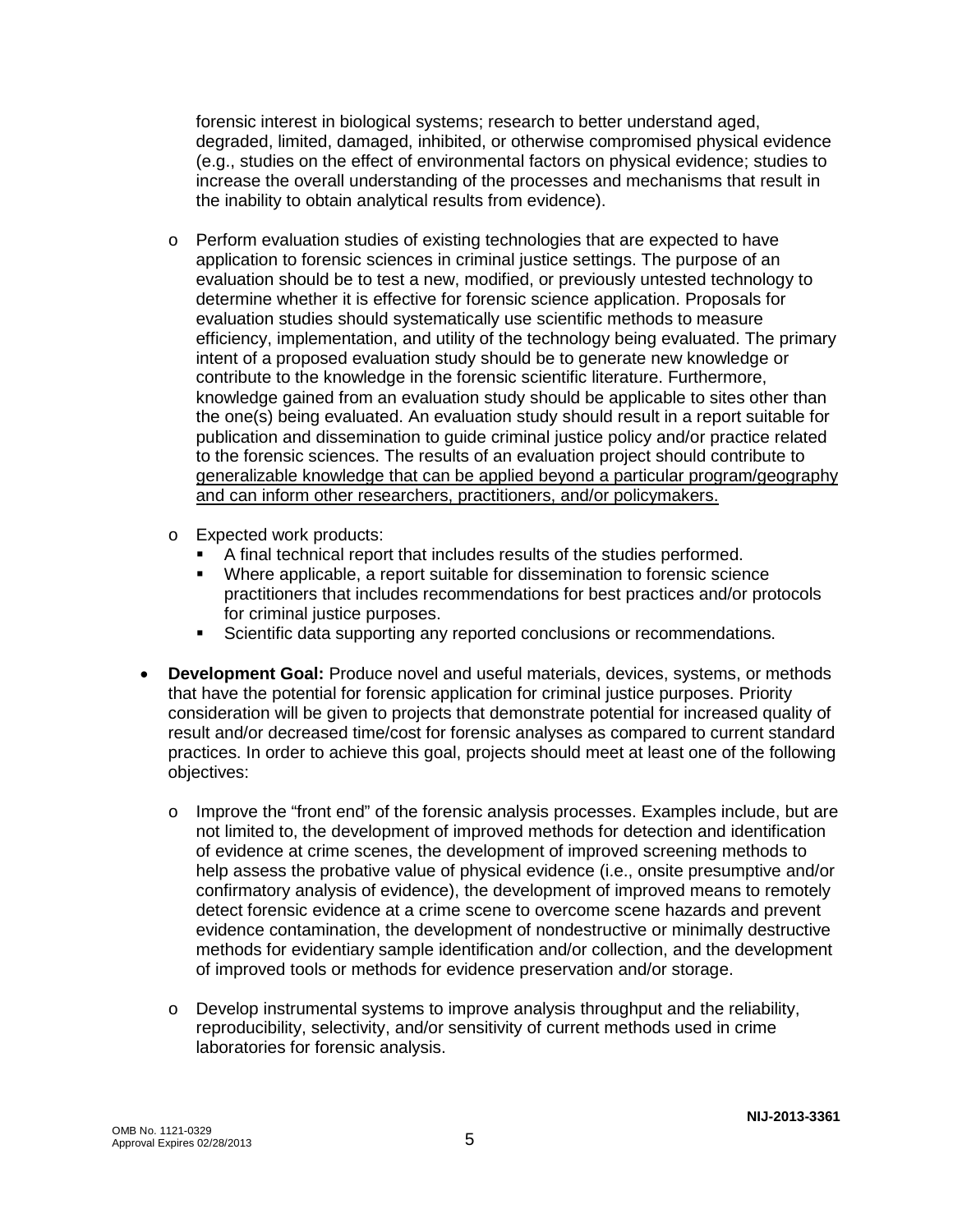forensic interest in biological systems; research to better understand aged, degraded, limited, damaged, inhibited, or otherwise compromised physical evidence (e.g., studies on the effect of environmental factors on physical evidence; studies to increase the overall understanding of the processes and mechanisms that result in the inability to obtain analytical results from evidence).

- Perform evaluation studies of existing technologies that are expected to have application to forensic sciences in criminal justice settings. The purpose of an evaluation should be to test a new, modified, or previously untested technology to determine whether it is effective for forensic science application. Proposals for evaluation studies should systematically use scientific methods to measure efficiency, implementation, and utility of the technology being evaluated. The primary intent of a proposed evaluation study should be to generate new knowledge or contribute to the knowledge in the forensic scientific literature. Furthermore, knowledge gained from an evaluation study should be applicable to sites other than the one(s) being evaluated. An evaluation study should result in a report suitable for publication and dissemination to guide criminal justice policy and/or practice related to the forensic sciences. The results of an evaluation project should contribute to <u>generalizable knowledge that can be applied beyond a particular program/geography and can inform other researchers, practitioners, and/or policymakers.</u>

- Expected work products:
  - A final technical report that includes results of the studies performed.
  - Where applicable, a report suitable for dissemination to forensic science practitioners that includes recommendations for best practices and/or protocols for criminal justice purposes.
  - Scientific data supporting any reported conclusions or recommendations.

- **Development Goal:** Produce novel and useful materials, devices, systems, or methods that have the potential for forensic application for criminal justice purposes. Priority consideration will be given to projects that demonstrate potential for increased quality of result and/or decreased time/cost for forensic analyses as compared to current standard practices. In order to achieve this goal, projects should meet at least one of the following objectives:

  - Improve the "front end" of the forensic analysis processes. Examples include, but are not limited to, the development of improved methods for detection and identification of evidence at crime scenes, the development of improved screening methods to help assess the probative value of physical evidence (i.e., onsite presumptive and/or confirmatory analysis of evidence), the development of improved means to remotely detect forensic evidence at a crime scene to overcome scene hazards and prevent evidence contamination, the development of nondestructive or minimally destructive methods for evidentiary sample identification and/or collection, and the development of improved tools or methods for evidence preservation and/or storage.

  - Develop instrumental systems to improve analysis throughput and the reliability, reproducibility, selectivity, and/or sensitivity of current methods used in crime laboratories for forensic analysis.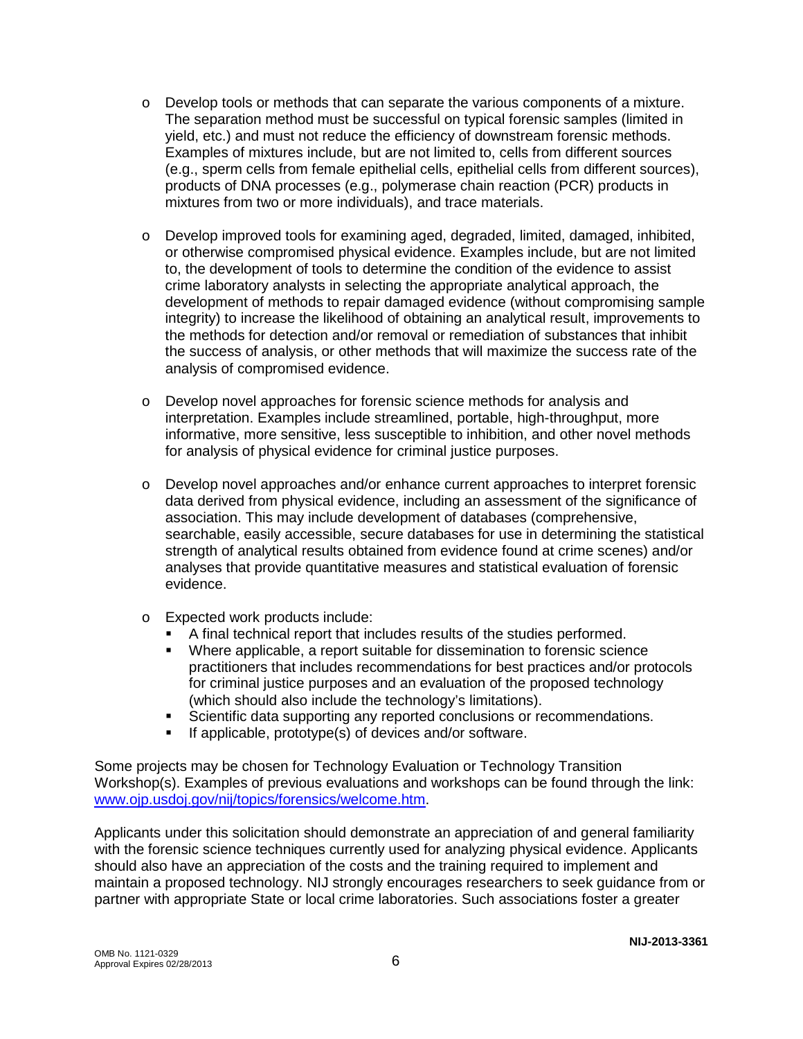- Develop tools or methods that can separate the various components of a mixture. The separation method must be successful on typical forensic samples (limited in yield, etc.) and must not reduce the efficiency of downstream forensic methods. Examples of mixtures include, but are not limited to, cells from different sources (e.g., sperm cells from female epithelial cells, epithelial cells from different sources), products of DNA processes (e.g., polymerase chain reaction (PCR) products in mixtures from two or more individuals), and trace materials.

- Develop improved tools for examining aged, degraded, limited, damaged, inhibited, or otherwise compromised physical evidence. Examples include, but are not limited to, the development of tools to determine the condition of the evidence to assist crime laboratory analysts in selecting the appropriate analytical approach, the development of methods to repair damaged evidence (without compromising sample integrity) to increase the likelihood of obtaining an analytical result, improvements to the methods for detection and/or removal or remediation of substances that inhibit the success of analysis, or other methods that will maximize the success rate of the analysis of compromised evidence.

- Develop novel approaches for forensic science methods for analysis and interpretation. Examples include streamlined, portable, high-throughput, more informative, more sensitive, less susceptible to inhibition, and other novel methods for analysis of physical evidence for criminal justice purposes.

- Develop novel approaches and/or enhance current approaches to interpret forensic data derived from physical evidence, including an assessment of the significance of association. This may include development of databases (comprehensive, searchable, easily accessible, secure databases for use in determining the statistical strength of analytical results obtained from evidence found at crime scenes) and/or analyses that provide quantitative measures and statistical evaluation of forensic evidence.

- Expected work products include:
  - A final technical report that includes results of the studies performed.
  - Where applicable, a report suitable for dissemination to forensic science practitioners that includes recommendations for best practices and/or protocols for criminal justice purposes and an evaluation of the proposed technology (which should also include the technology's limitations).
  - Scientific data supporting any reported conclusions or recommendations.
  - If applicable, prototype(s) of devices and/or software.

Some projects may be chosen for Technology Evaluation or Technology Transition Workshop(s). Examples of previous evaluations and workshops can be found through the link: www.ojp.usdoj.gov/nij/topics/forensics/welcome.htm.

Applicants under this solicitation should demonstrate an appreciation of and general familiarity with the forensic science techniques currently used for analyzing physical evidence. Applicants should also have an appreciation of the costs and the training required to implement and maintain a proposed technology. NIJ strongly encourages researchers to seek guidance from or partner with appropriate State or local crime laboratories. Such associations foster a greater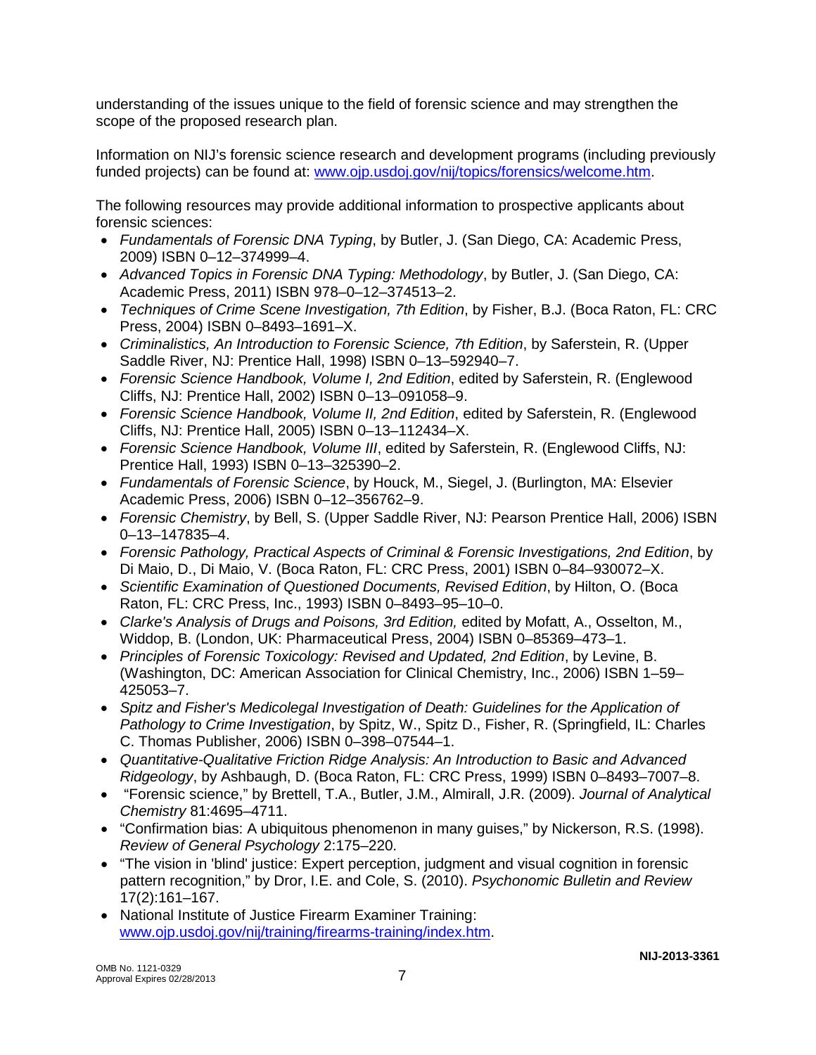understanding of the issues unique to the field of forensic science and may strengthen the scope of the proposed research plan.

Information on NIJ's forensic science research and development programs (including previously funded projects) can be found at: [www.ojp.usdoj.gov/nij/topics/forensics/welcome.htm](www.ojp.usdoj.gov/nij/topics/forensics/welcome.htm).

The following resources may provide additional information to prospective applicants about forensic sciences:

- *Fundamentals of Forensic DNA Typing*, by Butler, J. (San Diego, CA: Academic Press, 2009) ISBN 0–12–374999–4.
- *Advanced Topics in Forensic DNA Typing: Methodology*, by Butler, J. (San Diego, CA: Academic Press, 2011) ISBN 978–0–12–374513–2.
- *Techniques of Crime Scene Investigation, 7th Edition*, by Fisher, B.J. (Boca Raton, FL: CRC Press, 2004) ISBN 0–8493–1691–X.
- *Criminalistics, An Introduction to Forensic Science, 7th Edition*, by Saferstein, R. (Upper Saddle River, NJ: Prentice Hall, 1998) ISBN 0–13–592940–7.
- *Forensic Science Handbook, Volume I, 2nd Edition*, edited by Saferstein, R. (Englewood Cliffs, NJ: Prentice Hall, 2002) ISBN 0–13–091058–9.
- *Forensic Science Handbook, Volume II, 2nd Edition*, edited by Saferstein, R. (Englewood Cliffs, NJ: Prentice Hall, 2005) ISBN 0–13–112434–X.
- *Forensic Science Handbook, Volume III*, edited by Saferstein, R. (Englewood Cliffs, NJ: Prentice Hall, 1993) ISBN 0–13–325390–2.
- *Fundamentals of Forensic Science*, by Houck, M., Siegel, J. (Burlington, MA: Elsevier Academic Press, 2006) ISBN 0–12–356762–9.
- *Forensic Chemistry*, by Bell, S. (Upper Saddle River, NJ: Pearson Prentice Hall, 2006) ISBN 0–13–147835–4.
- *Forensic Pathology, Practical Aspects of Criminal & Forensic Investigations, 2nd Edition*, by Di Maio, D., Di Maio, V. (Boca Raton, FL: CRC Press, 2001) ISBN 0–84–930072–X.
- *Scientific Examination of Questioned Documents, Revised Edition*, by Hilton, O. (Boca Raton, FL: CRC Press, Inc., 1993) ISBN 0–8493–95–10–0.
- *Clarke's Analysis of Drugs and Poisons, 3rd Edition,* edited by Mofatt, A., Osselton, M., Widdop, B. (London, UK: Pharmaceutical Press, 2004) ISBN 0–85369–473–1.
- *Principles of Forensic Toxicology: Revised and Updated, 2nd Edition*, by Levine, B. (Washington, DC: American Association for Clinical Chemistry, Inc., 2006) ISBN 1–59–425053–7.
- *Spitz and Fisher's Medicolegal Investigation of Death: Guidelines for the Application of Pathology to Crime Investigation*, by Spitz, W., Spitz D., Fisher, R. (Springfield, IL: Charles C. Thomas Publisher, 2006) ISBN 0–398–07544–1.
- *Quantitative-Qualitative Friction Ridge Analysis: An Introduction to Basic and Advanced Ridgeology*, by Ashbaugh, D. (Boca Raton, FL: CRC Press, 1999) ISBN 0–8493–7007–8.
- "Forensic science," by Brettell, T.A., Butler, J.M., Almirall, J.R. (2009). *Journal of Analytical Chemistry* 81:4695–4711.
- "Confirmation bias: A ubiquitous phenomenon in many guises," by Nickerson, R.S. (1998). *Review of General Psychology* 2:175–220.
- "The vision in 'blind' justice: Expert perception, judgment and visual cognition in forensic pattern recognition," by Dror, I.E. and Cole, S. (2010). *Psychonomic Bulletin and Review* 17(2):161–167.
- National Institute of Justice Firearm Examiner Training: [www.ojp.usdoj.gov/nij/training/firearms-training/index.htm](www.ojp.usdoj.gov/nij/training/firearms-training/index.htm).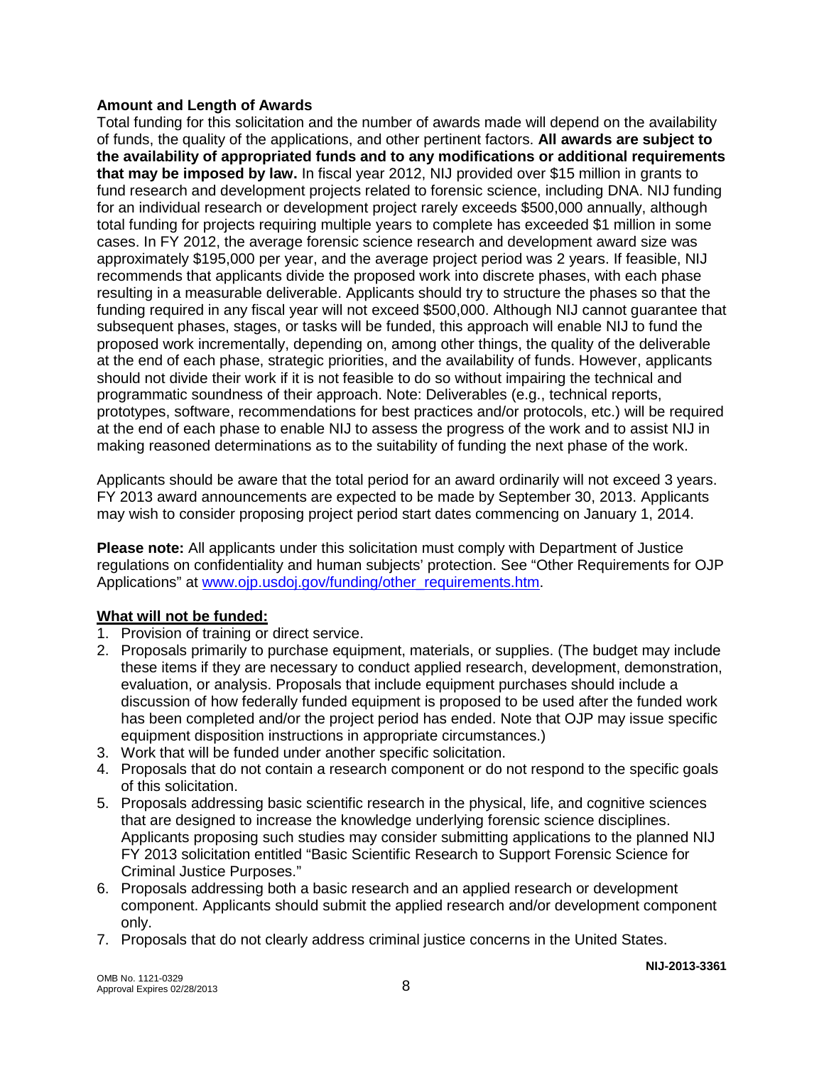**Amount and Length of Awards**

Total funding for this solicitation and the number of awards made will depend on the availability of funds, the quality of the applications, and other pertinent factors. **All awards are subject to the availability of appropriated funds and to any modifications or additional requirements that may be imposed by law.** In fiscal year 2012, NIJ provided over $15 million in grants to fund research and development projects related to forensic science, including DNA. NIJ funding for an individual research or development project rarely exceeds $500,000 annually, although total funding for projects requiring multiple years to complete has exceeded $1 million in some cases. In FY 2012, the average forensic science research and development award size was approximately $195,000 per year, and the average project period was 2 years. If feasible, NIJ recommends that applicants divide the proposed work into discrete phases, with each phase resulting in a measurable deliverable. Applicants should try to structure the phases so that the funding required in any fiscal year will not exceed $500,000. Although NIJ cannot guarantee that subsequent phases, stages, or tasks will be funded, this approach will enable NIJ to fund the proposed work incrementally, depending on, among other things, the quality of the deliverable at the end of each phase, strategic priorities, and the availability of funds. However, applicants should not divide their work if it is not feasible to do so without impairing the technical and programmatic soundness of their approach. Note: Deliverables (e.g., technical reports, prototypes, software, recommendations for best practices and/or protocols, etc.) will be required at the end of each phase to enable NIJ to assess the progress of the work and to assist NIJ in making reasoned determinations as to the suitability of funding the next phase of the work.

Applicants should be aware that the total period for an award ordinarily will not exceed 3 years. FY 2013 award announcements are expected to be made by September 30, 2013. Applicants may wish to consider proposing project period start dates commencing on January 1, 2014.

**Please note:** All applicants under this solicitation must comply with Department of Justice regulations on confidentiality and human subjects' protection. See "Other Requirements for OJP Applications" at [www.ojp.usdoj.gov/funding/other_requirements.htm](http://www.ojp.usdoj.gov/funding/other_requirements.htm).

**What will not be funded:**

1. Provision of training or direct service.
2. Proposals primarily to purchase equipment, materials, or supplies. (The budget may include these items if they are necessary to conduct applied research, development, demonstration, evaluation, or analysis. Proposals that include equipment purchases should include a discussion of how federally funded equipment is proposed to be used after the funded work has been completed and/or the project period has ended. Note that OJP may issue specific equipment disposition instructions in appropriate circumstances.)
3. Work that will be funded under another specific solicitation.
4. Proposals that do not contain a research component or do not respond to the specific goals of this solicitation.
5. Proposals addressing basic scientific research in the physical, life, and cognitive sciences that are designed to increase the knowledge underlying forensic science disciplines. Applicants proposing such studies may consider submitting applications to the planned NIJ FY 2013 solicitation entitled "Basic Scientific Research to Support Forensic Science for Criminal Justice Purposes."
6. Proposals addressing both a basic research and an applied research or development component. Applicants should submit the applied research and/or development component only.
7. Proposals that do not clearly address criminal justice concerns in the United States.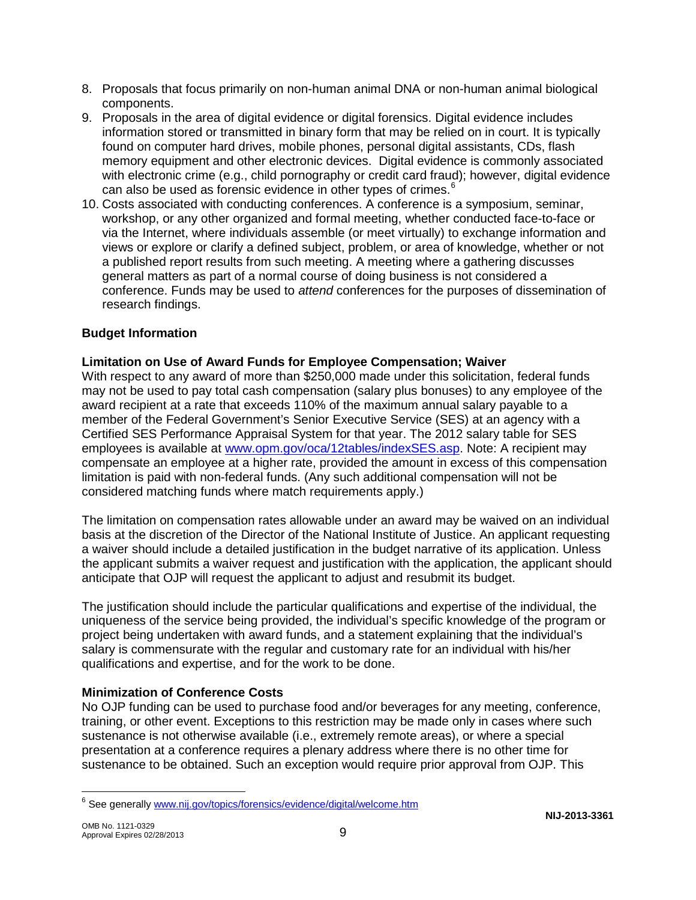8. Proposals that focus primarily on non-human animal DNA or non-human animal biological components.
9. Proposals in the area of digital evidence or digital forensics. Digital evidence includes information stored or transmitted in binary form that may be relied on in court. It is typically found on computer hard drives, mobile phones, personal digital assistants, CDs, flash memory equipment and other electronic devices. Digital evidence is commonly associated with electronic crime (e.g., child pornography or credit card fraud); however, digital evidence can also be used as forensic evidence in other types of crimes.[6]
10. Costs associated with conducting conferences. A conference is a symposium, seminar, workshop, or any other organized and formal meeting, whether conducted face-to-face or via the Internet, where individuals assemble (or meet virtually) to exchange information and views or explore or clarify a defined subject, problem, or area of knowledge, whether or not a published report results from such meeting. A meeting where a gathering discusses general matters as part of a normal course of doing business is not considered a conference. Funds may be used to *attend* conferences for the purposes of dissemination of research findings.

**Budget Information**

**Limitation on Use of Award Funds for Employee Compensation; Waiver**

With respect to any award of more than $250,000 made under this solicitation, federal funds may not be used to pay total cash compensation (salary plus bonuses) to any employee of the award recipient at a rate that exceeds 110% of the maximum annual salary payable to a member of the Federal Government's Senior Executive Service (SES) at an agency with a Certified SES Performance Appraisal System for that year. The 2012 salary table for SES employees is available at www.opm.gov/oca/12tables/indexSES.asp. Note: A recipient may compensate an employee at a higher rate, provided the amount in excess of this compensation limitation is paid with non-federal funds. (Any such additional compensation will not be considered matching funds where match requirements apply.)

The limitation on compensation rates allowable under an award may be waived on an individual basis at the discretion of the Director of the National Institute of Justice. An applicant requesting a waiver should include a detailed justification in the budget narrative of its application. Unless the applicant submits a waiver request and justification with the application, the applicant should anticipate that OJP will request the applicant to adjust and resubmit its budget.

The justification should include the particular qualifications and expertise of the individual, the uniqueness of the service being provided, the individual's specific knowledge of the program or project being undertaken with award funds, and a statement explaining that the individual's salary is commensurate with the regular and customary rate for an individual with his/her qualifications and expertise, and for the work to be done.

**Minimization of Conference Costs**

No OJP funding can be used to purchase food and/or beverages for any meeting, conference, training, or other event. Exceptions to this restriction may be made only in cases where such sustenance is not otherwise available (i.e., extremely remote areas), or where a special presentation at a conference requires a plenary address where there is no other time for sustenance to be obtained. Such an exception would require prior approval from OJP. This

[6] See generally www.nij.gov/topics/forensics/evidence/digital/welcome.htm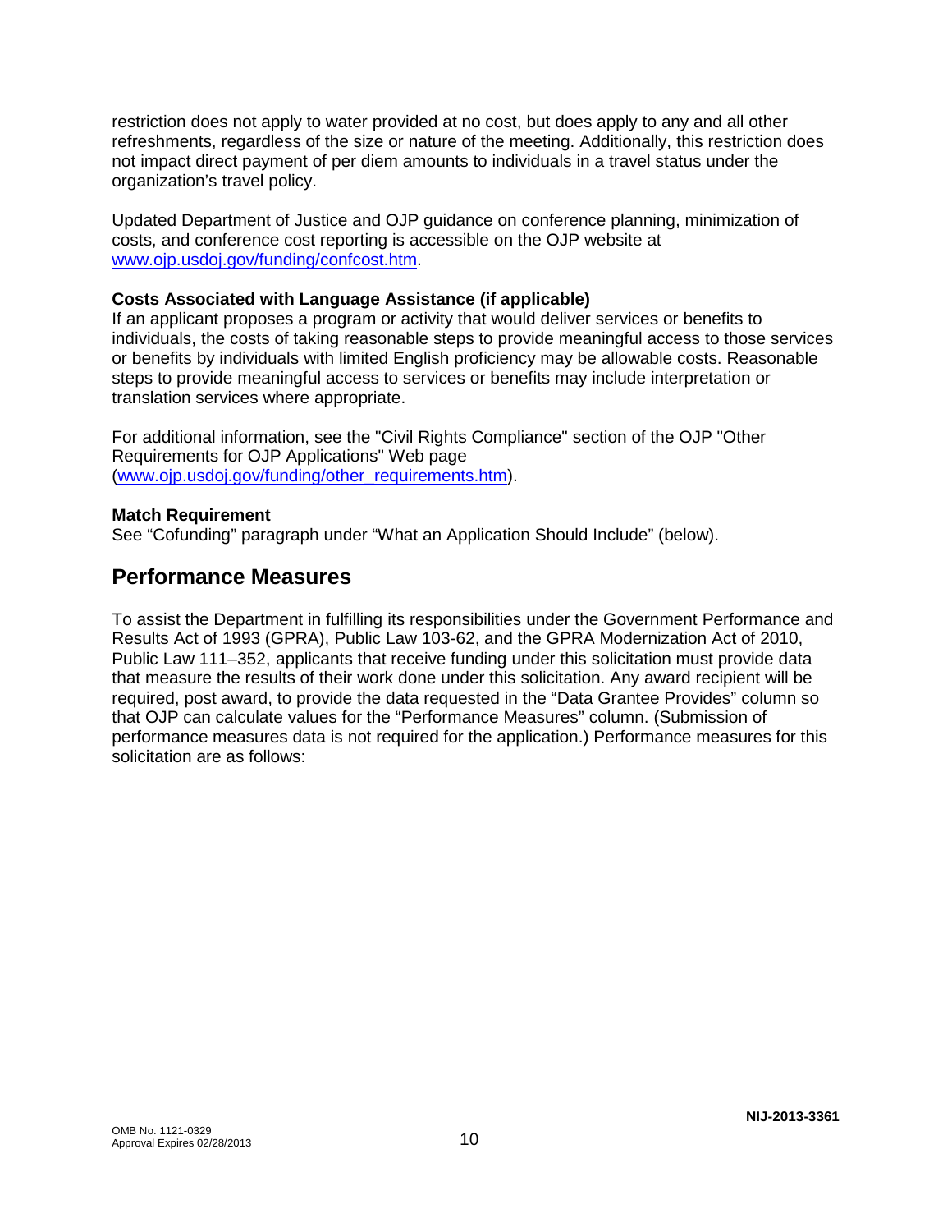restriction does not apply to water provided at no cost, but does apply to any and all other refreshments, regardless of the size or nature of the meeting. Additionally, this restriction does not impact direct payment of per diem amounts to individuals in a travel status under the organization's travel policy.

Updated Department of Justice and OJP guidance on conference planning, minimization of costs, and conference cost reporting is accessible on the OJP website at www.ojp.usdoj.gov/funding/confcost.htm.

**Costs Associated with Language Assistance (if applicable)**
If an applicant proposes a program or activity that would deliver services or benefits to individuals, the costs of taking reasonable steps to provide meaningful access to those services or benefits by individuals with limited English proficiency may be allowable costs. Reasonable steps to provide meaningful access to services or benefits may include interpretation or translation services where appropriate.

For additional information, see the "Civil Rights Compliance" section of the OJP "Other Requirements for OJP Applications" Web page (www.ojp.usdoj.gov/funding/other_requirements.htm).

**Match Requirement**
See "Cofunding" paragraph under "What an Application Should Include" (below).

## Performance Measures

To assist the Department in fulfilling its responsibilities under the Government Performance and Results Act of 1993 (GPRA), Public Law 103-62, and the GPRA Modernization Act of 2010, Public Law 111–352, applicants that receive funding under this solicitation must provide data that measure the results of their work done under this solicitation. Any award recipient will be required, post award, to provide the data requested in the "Data Grantee Provides" column so that OJP can calculate values for the "Performance Measures" column. (Submission of performance measures data is not required for the application.) Performance measures for this solicitation are as follows: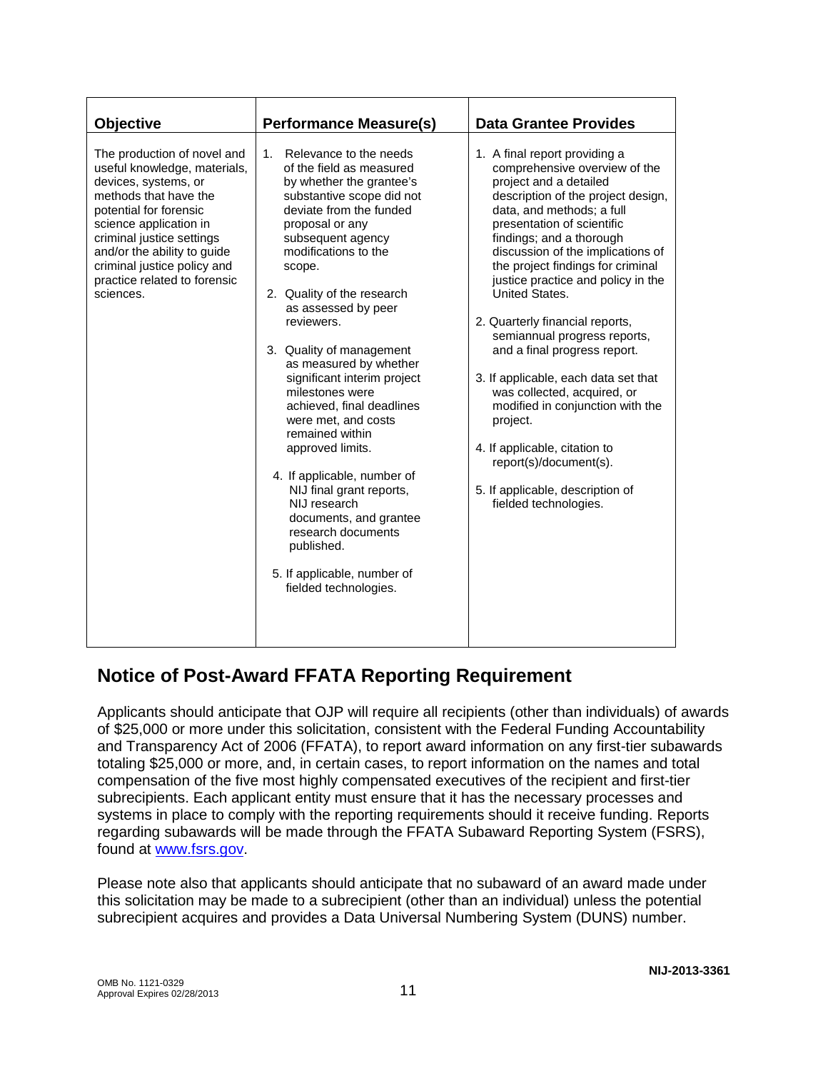| Objective | Performance Measure(s) | Data Grantee Provides |
|---|---|---|
| The production of novel and useful knowledge, materials, devices, systems, or methods that have the potential for forensic science application in criminal justice settings and/or the ability to guide criminal justice policy and practice related to forensic sciences. | 1. Relevance to the needs of the field as measured by whether the grantee's substantive scope did not deviate from the funded proposal or any subsequent agency modifications to the scope.<br><br>2. Quality of the research as assessed by peer reviewers.<br><br>3. Quality of management as measured by whether significant interim project milestones were achieved, final deadlines were met, and costs remained within approved limits.<br><br>4. If applicable, number of NIJ final grant reports, NIJ research documents, and grantee research documents published.<br><br>5. If applicable, number of fielded technologies. | 1. A final report providing a comprehensive overview of the project and a detailed description of the project design, data, and methods; a full presentation of scientific findings; and a thorough discussion of the implications of the project findings for criminal justice practice and policy in the United States.<br><br>2. Quarterly financial reports, semiannual progress reports, and a final progress report.<br><br>3. If applicable, each data set that was collected, acquired, or modified in conjunction with the project.<br><br>4. If applicable, citation to report(s)/document(s).<br><br>5. If applicable, description of fielded technologies. |

## Notice of Post-Award FFATA Reporting Requirement

Applicants should anticipate that OJP will require all recipients (other than individuals) of awards of $25,000 or more under this solicitation, consistent with the Federal Funding Accountability and Transparency Act of 2006 (FFATA), to report award information on any first-tier subawards totaling $25,000 or more, and, in certain cases, to report information on the names and total compensation of the five most highly compensated executives of the recipient and first-tier subrecipients. Each applicant entity must ensure that it has the necessary processes and systems in place to comply with the reporting requirements should it receive funding. Reports regarding subawards will be made through the FFATA Subaward Reporting System (FSRS), found at [www.fsrs.gov](http://www.fsrs.gov).

Please note also that applicants should anticipate that no subaward of an award made under this solicitation may be made to a subrecipient (other than an individual) unless the potential subrecipient acquires and provides a Data Universal Numbering System (DUNS) number.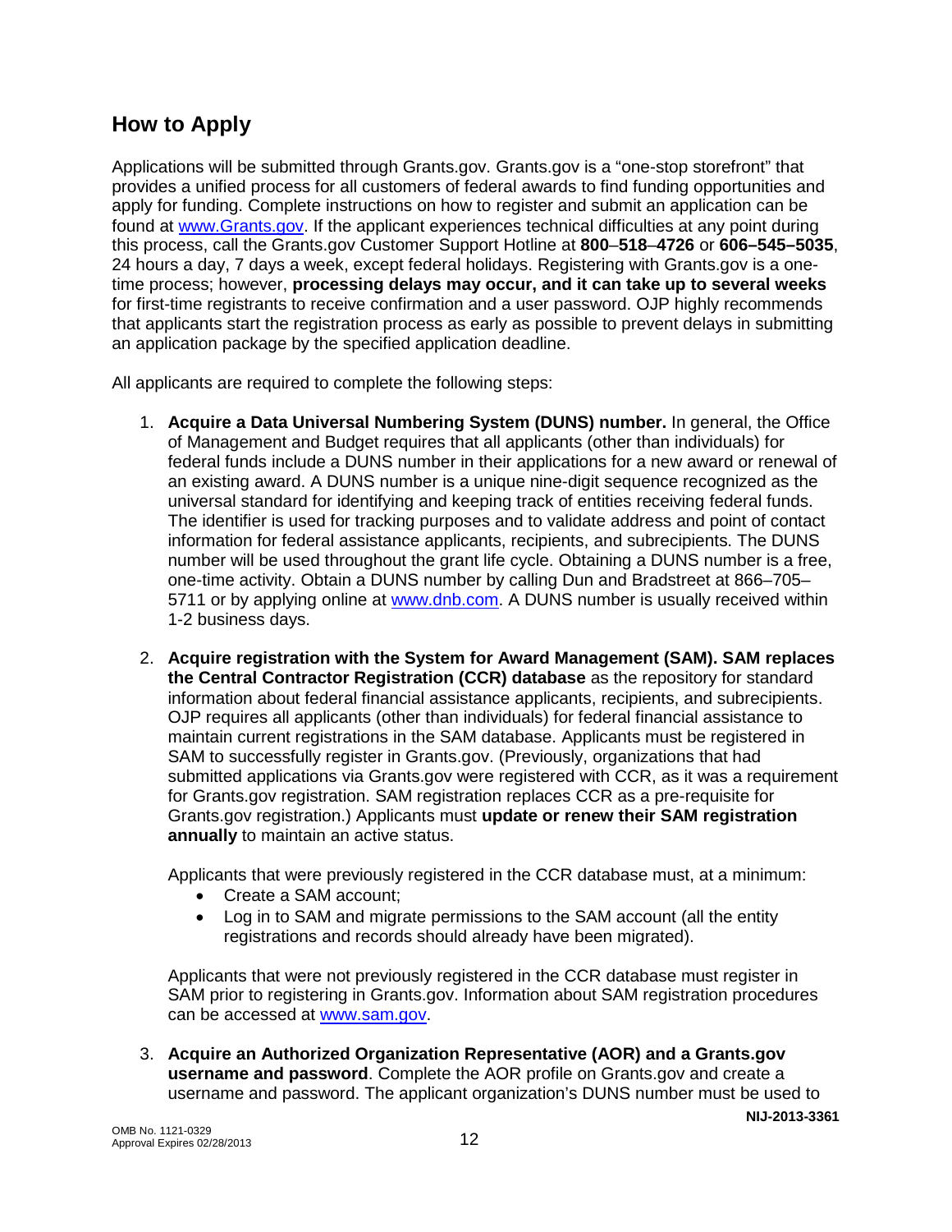## How to Apply

Applications will be submitted through Grants.gov. Grants.gov is a "one-stop storefront" that provides a unified process for all customers of federal awards to find funding opportunities and apply for funding. Complete instructions on how to register and submit an application can be found at [www.Grants.gov](www.Grants.gov). If the applicant experiences technical difficulties at any point during this process, call the Grants.gov Customer Support Hotline at **800**–**518**–**4726** or **606–545–5035**, 24 hours a day, 7 days a week, except federal holidays. Registering with Grants.gov is a one-time process; however, **processing delays may occur, and it can take up to several weeks** for first-time registrants to receive confirmation and a user password. OJP highly recommends that applicants start the registration process as early as possible to prevent delays in submitting an application package by the specified application deadline.

All applicants are required to complete the following steps:

1. **Acquire a Data Universal Numbering System (DUNS) number.** In general, the Office of Management and Budget requires that all applicants (other than individuals) for federal funds include a DUNS number in their applications for a new award or renewal of an existing award. A DUNS number is a unique nine-digit sequence recognized as the universal standard for identifying and keeping track of entities receiving federal funds. The identifier is used for tracking purposes and to validate address and point of contact information for federal assistance applicants, recipients, and subrecipients. The DUNS number will be used throughout the grant life cycle. Obtaining a DUNS number is a free, one-time activity. Obtain a DUNS number by calling Dun and Bradstreet at 866–705–5711 or by applying online at [www.dnb.com](www.dnb.com). A DUNS number is usually received within 1-2 business days.

2. **Acquire registration with the System for Award Management (SAM). SAM replaces the Central Contractor Registration (CCR) database** as the repository for standard information about federal financial assistance applicants, recipients, and subrecipients. OJP requires all applicants (other than individuals) for federal financial assistance to maintain current registrations in the SAM database. Applicants must be registered in SAM to successfully register in Grants.gov. (Previously, organizations that had submitted applications via Grants.gov were registered with CCR, as it was a requirement for Grants.gov registration. SAM registration replaces CCR as a pre-requisite for Grants.gov registration.) Applicants must **update or renew their SAM registration annually** to maintain an active status.

   Applicants that were previously registered in the CCR database must, at a minimum:
   - Create a SAM account;
   - Log in to SAM and migrate permissions to the SAM account (all the entity registrations and records should already have been migrated).

   Applicants that were not previously registered in the CCR database must register in SAM prior to registering in Grants.gov. Information about SAM registration procedures can be accessed at [www.sam.gov](www.sam.gov).

3. **Acquire an Authorized Organization Representative (AOR) and a Grants.gov username and password**. Complete the AOR profile on Grants.gov and create a username and password. The applicant organization's DUNS number must be used to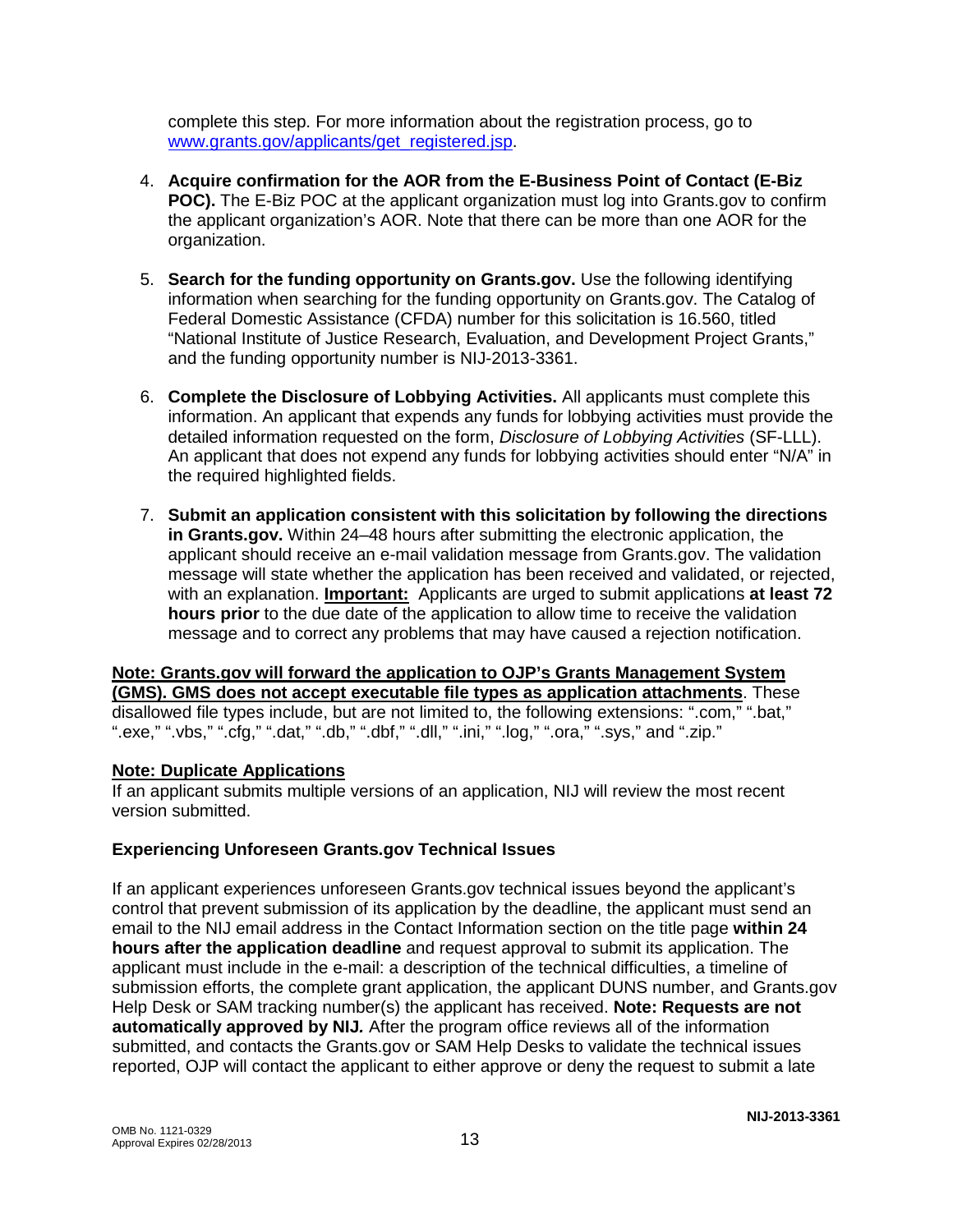complete this step. For more information about the registration process, go to [www.grants.gov/applicants/get_registered.jsp](www.grants.gov/applicants/get_registered.jsp).

4. **Acquire confirmation for the AOR from the E-Business Point of Contact (E-Biz POC).** The E-Biz POC at the applicant organization must log into Grants.gov to confirm the applicant organization's AOR. Note that there can be more than one AOR for the organization.

5. **Search for the funding opportunity on Grants.gov.** Use the following identifying information when searching for the funding opportunity on Grants.gov. The Catalog of Federal Domestic Assistance (CFDA) number for this solicitation is 16.560, titled "National Institute of Justice Research, Evaluation, and Development Project Grants," and the funding opportunity number is NIJ-2013-3361.

6. **Complete the Disclosure of Lobbying Activities.** All applicants must complete this information. An applicant that expends any funds for lobbying activities must provide the detailed information requested on the form, *Disclosure of Lobbying Activities* (SF-LLL). An applicant that does not expend any funds for lobbying activities should enter "N/A" in the required highlighted fields.

7. **Submit an application consistent with this solicitation by following the directions in Grants.gov.** Within 24–48 hours after submitting the electronic application, the applicant should receive an e-mail validation message from Grants.gov. The validation message will state whether the application has been received and validated, or rejected, with an explanation. **Important:** Applicants are urged to submit applications **at least 72 hours prior** to the due date of the application to allow time to receive the validation message and to correct any problems that may have caused a rejection notification.

**Note: Grants.gov will forward the application to OJP's Grants Management System (GMS). GMS does not accept executable file types as application attachments**. These disallowed file types include, but are not limited to, the following extensions: ".com," ".bat," ".exe," ".vbs," ".cfg," ".dat," ".db," ".dbf," ".dll," ".ini," ".log," ".ora," ".sys," and ".zip."

**Note: Duplicate Applications**
If an applicant submits multiple versions of an application, NIJ will review the most recent version submitted.

**Experiencing Unforeseen Grants.gov Technical Issues**

If an applicant experiences unforeseen Grants.gov technical issues beyond the applicant's control that prevent submission of its application by the deadline, the applicant must send an email to the NIJ email address in the Contact Information section on the title page **within 24 hours after the application deadline** and request approval to submit its application. The applicant must include in the e-mail: a description of the technical difficulties, a timeline of submission efforts, the complete grant application, the applicant DUNS number, and Grants.gov Help Desk or SAM tracking number(s) the applicant has received. **Note: Requests are not automatically approved by NIJ.** After the program office reviews all of the information submitted, and contacts the Grants.gov or SAM Help Desks to validate the technical issues reported, OJP will contact the applicant to either approve or deny the request to submit a late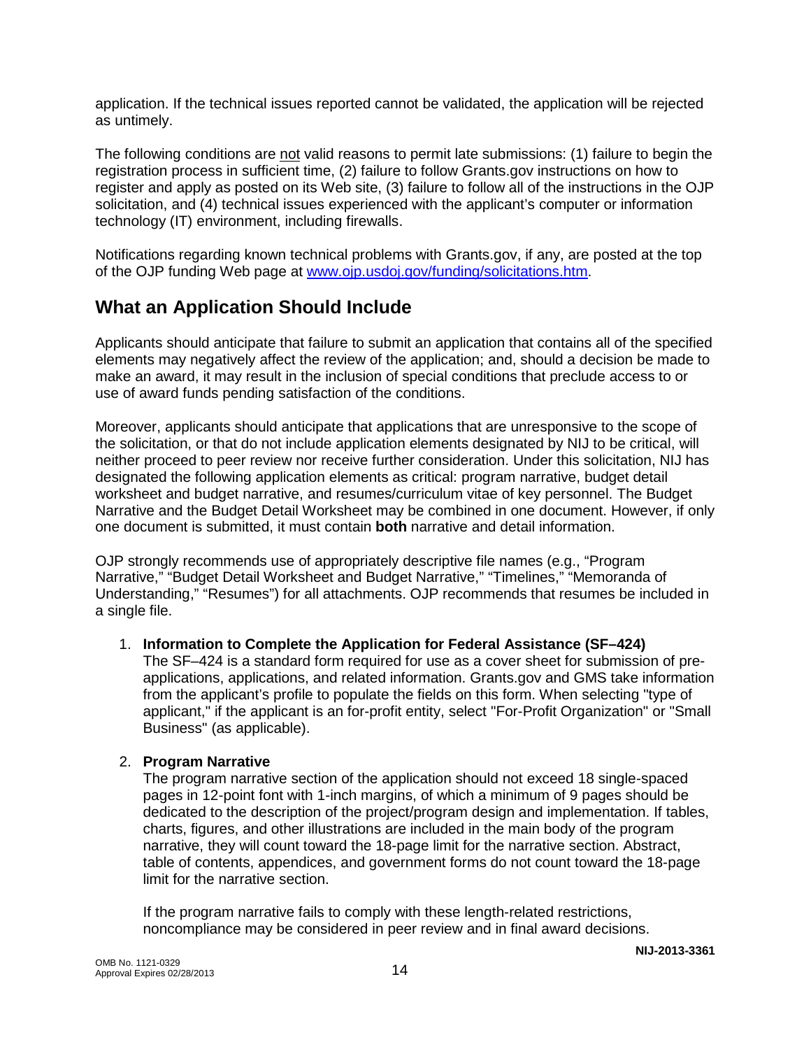application. If the technical issues reported cannot be validated, the application will be rejected as untimely.

The following conditions are not valid reasons to permit late submissions: (1) failure to begin the registration process in sufficient time, (2) failure to follow Grants.gov instructions on how to register and apply as posted on its Web site, (3) failure to follow all of the instructions in the OJP solicitation, and (4) technical issues experienced with the applicant's computer or information technology (IT) environment, including firewalls.

Notifications regarding known technical problems with Grants.gov, if any, are posted at the top of the OJP funding Web page at [www.ojp.usdoj.gov/funding/solicitations.htm](www.ojp.usdoj.gov/funding/solicitations.htm).

## What an Application Should Include

Applicants should anticipate that failure to submit an application that contains all of the specified elements may negatively affect the review of the application; and, should a decision be made to make an award, it may result in the inclusion of special conditions that preclude access to or use of award funds pending satisfaction of the conditions.

Moreover, applicants should anticipate that applications that are unresponsive to the scope of the solicitation, or that do not include application elements designated by NIJ to be critical, will neither proceed to peer review nor receive further consideration. Under this solicitation, NIJ has designated the following application elements as critical: program narrative, budget detail worksheet and budget narrative, and resumes/curriculum vitae of key personnel. The Budget Narrative and the Budget Detail Worksheet may be combined in one document. However, if only one document is submitted, it must contain **both** narrative and detail information.

OJP strongly recommends use of appropriately descriptive file names (e.g., "Program Narrative," "Budget Detail Worksheet and Budget Narrative," "Timelines," "Memoranda of Understanding," "Resumes") for all attachments. OJP recommends that resumes be included in a single file.

1. **Information to Complete the Application for Federal Assistance (SF–424)**
   The SF–424 is a standard form required for use as a cover sheet for submission of pre-applications, applications, and related information. Grants.gov and GMS take information from the applicant's profile to populate the fields on this form. When selecting "type of applicant," if the applicant is an for-profit entity, select "For-Profit Organization" or "Small Business" (as applicable).

2. **Program Narrative**
   The program narrative section of the application should not exceed 18 single-spaced pages in 12-point font with 1-inch margins, of which a minimum of 9 pages should be dedicated to the description of the project/program design and implementation. If tables, charts, figures, and other illustrations are included in the main body of the program narrative, they will count toward the 18-page limit for the narrative section. Abstract, table of contents, appendices, and government forms do not count toward the 18-page limit for the narrative section.

   If the program narrative fails to comply with these length-related restrictions, noncompliance may be considered in peer review and in final award decisions.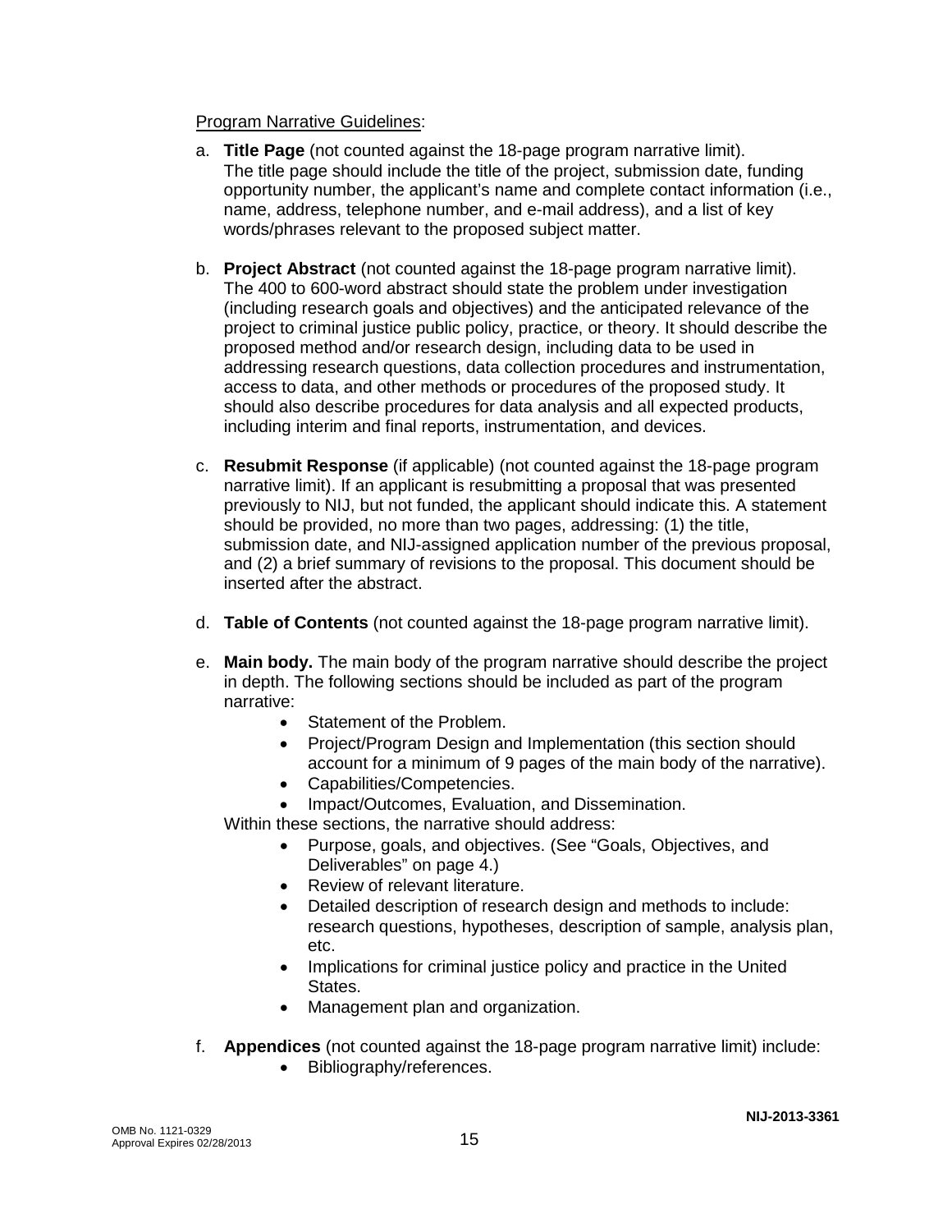<u>Program Narrative Guidelines</u>:

a. **Title Page** (not counted against the 18-page program narrative limit). The title page should include the title of the project, submission date, funding opportunity number, the applicant's name and complete contact information (i.e., name, address, telephone number, and e-mail address), and a list of key words/phrases relevant to the proposed subject matter.

b. **Project Abstract** (not counted against the 18-page program narrative limit). The 400 to 600-word abstract should state the problem under investigation (including research goals and objectives) and the anticipated relevance of the project to criminal justice public policy, practice, or theory. It should describe the proposed method and/or research design, including data to be used in addressing research questions, data collection procedures and instrumentation, access to data, and other methods or procedures of the proposed study. It should also describe procedures for data analysis and all expected products, including interim and final reports, instrumentation, and devices.

c. **Resubmit Response** (if applicable) (not counted against the 18-page program narrative limit). If an applicant is resubmitting a proposal that was presented previously to NIJ, but not funded, the applicant should indicate this. A statement should be provided, no more than two pages, addressing: (1) the title, submission date, and NIJ-assigned application number of the previous proposal, and (2) a brief summary of revisions to the proposal. This document should be inserted after the abstract.

d. **Table of Contents** (not counted against the 18-page program narrative limit).

e. **Main body.** The main body of the program narrative should describe the project in depth. The following sections should be included as part of the program narrative:
   - Statement of the Problem.
   - Project/Program Design and Implementation (this section should account for a minimum of 9 pages of the main body of the narrative).
   - Capabilities/Competencies.
   - Impact/Outcomes, Evaluation, and Dissemination.

   Within these sections, the narrative should address:
   - Purpose, goals, and objectives. (See "Goals, Objectives, and Deliverables" on page 4.)
   - Review of relevant literature.
   - Detailed description of research design and methods to include: research questions, hypotheses, description of sample, analysis plan, etc.
   - Implications for criminal justice policy and practice in the United States.
   - Management plan and organization.

f. **Appendices** (not counted against the 18-page program narrative limit) include:
   - Bibliography/references.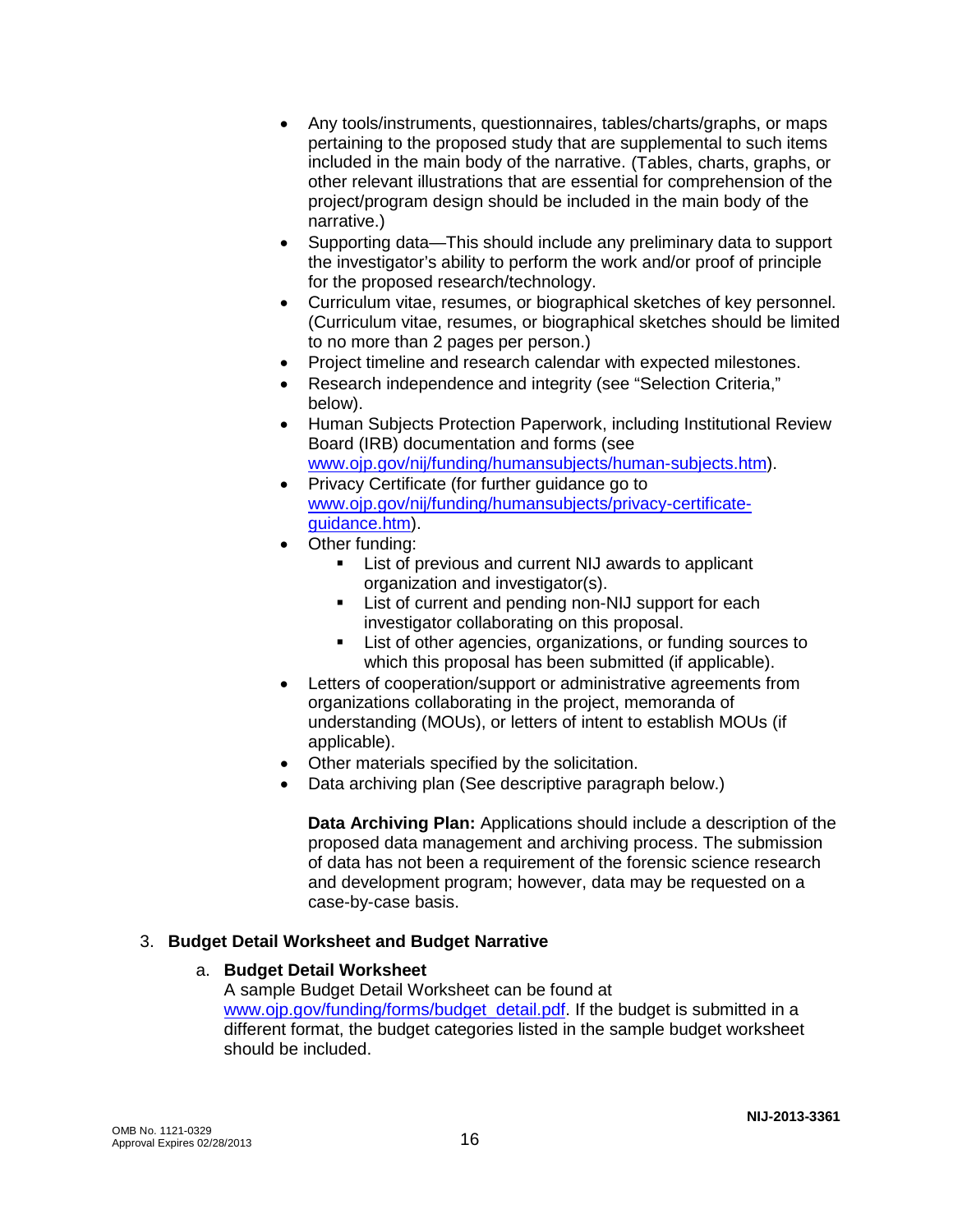- Any tools/instruments, questionnaires, tables/charts/graphs, or maps pertaining to the proposed study that are supplemental to such items included in the main body of the narrative. (Tables, charts, graphs, or other relevant illustrations that are essential for comprehension of the project/program design should be included in the main body of the narrative.)
- Supporting data—This should include any preliminary data to support the investigator's ability to perform the work and/or proof of principle for the proposed research/technology.
- Curriculum vitae, resumes, or biographical sketches of key personnel. (Curriculum vitae, resumes, or biographical sketches should be limited to no more than 2 pages per person.)
- Project timeline and research calendar with expected milestones.
- Research independence and integrity (see "Selection Criteria," below).
- Human Subjects Protection Paperwork, including Institutional Review Board (IRB) documentation and forms (see [www.ojp.gov/nij/funding/humansubjects/human-subjects.htm](www.ojp.gov/nij/funding/humansubjects/human-subjects.htm)).
- Privacy Certificate (for further guidance go to [www.ojp.gov/nij/funding/humansubjects/privacy-certificate-guidance.htm](www.ojp.gov/nij/funding/humansubjects/privacy-certificate-guidance.htm)).
- Other funding:
    - List of previous and current NIJ awards to applicant organization and investigator(s).
    - List of current and pending non-NIJ support for each investigator collaborating on this proposal.
    - List of other agencies, organizations, or funding sources to which this proposal has been submitted (if applicable).
- Letters of cooperation/support or administrative agreements from organizations collaborating in the project, memoranda of understanding (MOUs), or letters of intent to establish MOUs (if applicable).
- Other materials specified by the solicitation.
- Data archiving plan (See descriptive paragraph below.)

  **Data Archiving Plan:** Applications should include a description of the proposed data management and archiving process. The submission of data has not been a requirement of the forensic science research and development program; however, data may be requested on a case-by-case basis.

3. **Budget Detail Worksheet and Budget Narrative**

   a. **Budget Detail Worksheet**
   A sample Budget Detail Worksheet can be found at [www.ojp.gov/funding/forms/budget_detail.pdf](www.ojp.gov/funding/forms/budget_detail.pdf). If the budget is submitted in a different format, the budget categories listed in the sample budget worksheet should be included.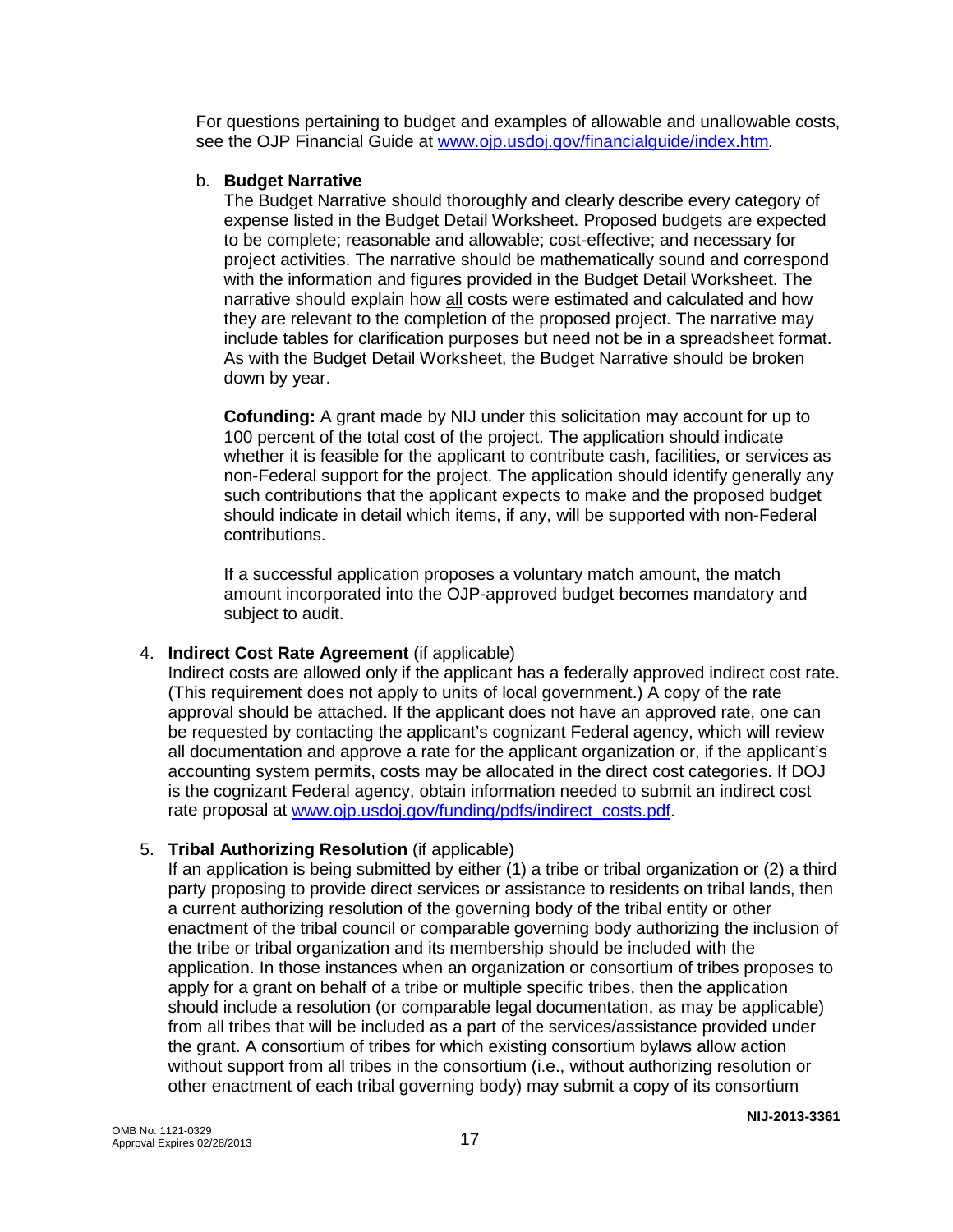For questions pertaining to budget and examples of allowable and unallowable costs, see the OJP Financial Guide at [www.ojp.usdoj.gov/financialguide/index.htm](www.ojp.usdoj.gov/financialguide/index.htm).

b. **Budget Narrative**

The Budget Narrative should thoroughly and clearly describe every category of expense listed in the Budget Detail Worksheet. Proposed budgets are expected to be complete; reasonable and allowable; cost-effective; and necessary for project activities. The narrative should be mathematically sound and correspond with the information and figures provided in the Budget Detail Worksheet. The narrative should explain how all costs were estimated and calculated and how they are relevant to the completion of the proposed project. The narrative may include tables for clarification purposes but need not be in a spreadsheet format. As with the Budget Detail Worksheet, the Budget Narrative should be broken down by year.

**Cofunding:** A grant made by NIJ under this solicitation may account for up to 100 percent of the total cost of the project. The application should indicate whether it is feasible for the applicant to contribute cash, facilities, or services as non-Federal support for the project. The application should identify generally any such contributions that the applicant expects to make and the proposed budget should indicate in detail which items, if any, will be supported with non-Federal contributions.

If a successful application proposes a voluntary match amount, the match amount incorporated into the OJP-approved budget becomes mandatory and subject to audit.

4. **Indirect Cost Rate Agreement** (if applicable)

Indirect costs are allowed only if the applicant has a federally approved indirect cost rate. (This requirement does not apply to units of local government.) A copy of the rate approval should be attached. If the applicant does not have an approved rate, one can be requested by contacting the applicant's cognizant Federal agency, which will review all documentation and approve a rate for the applicant organization or, if the applicant's accounting system permits, costs may be allocated in the direct cost categories. If DOJ is the cognizant Federal agency, obtain information needed to submit an indirect cost rate proposal at [www.ojp.usdoj.gov/funding/pdfs/indirect_costs.pdf](www.ojp.usdoj.gov/funding/pdfs/indirect_costs.pdf).

5. **Tribal Authorizing Resolution** (if applicable)

If an application is being submitted by either (1) a tribe or tribal organization or (2) a third party proposing to provide direct services or assistance to residents on tribal lands, then a current authorizing resolution of the governing body of the tribal entity or other enactment of the tribal council or comparable governing body authorizing the inclusion of the tribe or tribal organization and its membership should be included with the application. In those instances when an organization or consortium of tribes proposes to apply for a grant on behalf of a tribe or multiple specific tribes, then the application should include a resolution (or comparable legal documentation, as may be applicable) from all tribes that will be included as a part of the services/assistance provided under the grant. A consortium of tribes for which existing consortium bylaws allow action without support from all tribes in the consortium (i.e., without authorizing resolution or other enactment of each tribal governing body) may submit a copy of its consortium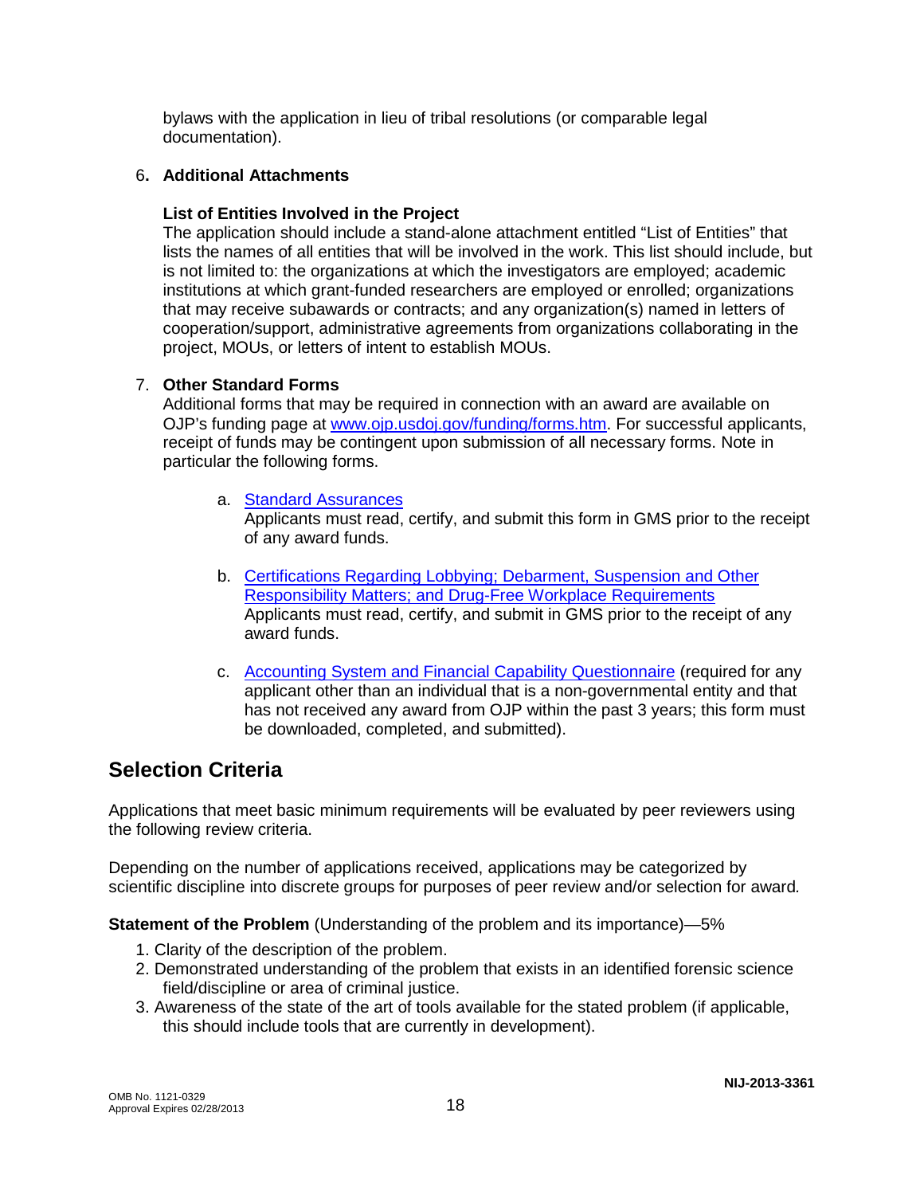bylaws with the application in lieu of tribal resolutions (or comparable legal documentation).

6. **Additional Attachments**

   **List of Entities Involved in the Project**
   The application should include a stand-alone attachment entitled "List of Entities" that lists the names of all entities that will be involved in the work. This list should include, but is not limited to: the organizations at which the investigators are employed; academic institutions at which grant-funded researchers are employed or enrolled; organizations that may receive subawards or contracts; and any organization(s) named in letters of cooperation/support, administrative agreements from organizations collaborating in the project, MOUs, or letters of intent to establish MOUs.

7. **Other Standard Forms**
   Additional forms that may be required in connection with an award are available on OJP's funding page at [www.ojp.usdoj.gov/funding/forms.htm](www.ojp.usdoj.gov/funding/forms.htm). For successful applicants, receipt of funds may be contingent upon submission of all necessary forms. Note in particular the following forms.

   a. [Standard Assurances](#)
      Applicants must read, certify, and submit this form in GMS prior to the receipt of any award funds.

   b. [Certifications Regarding Lobbying; Debarment, Suspension and Other Responsibility Matters; and Drug-Free Workplace Requirements](#)
      Applicants must read, certify, and submit in GMS prior to the receipt of any award funds.

   c. [Accounting System and Financial Capability Questionnaire](#) (required for any applicant other than an individual that is a non-governmental entity and that has not received any award from OJP within the past 3 years; this form must be downloaded, completed, and submitted).

## Selection Criteria

Applications that meet basic minimum requirements will be evaluated by peer reviewers using the following review criteria.

Depending on the number of applications received, applications may be categorized by scientific discipline into discrete groups for purposes of peer review and/or selection for award.

**Statement of the Problem** (Understanding of the problem and its importance)—5%

1. Clarity of the description of the problem.
2. Demonstrated understanding of the problem that exists in an identified forensic science field/discipline or area of criminal justice.
3. Awareness of the state of the art of tools available for the stated problem (if applicable, this should include tools that are currently in development).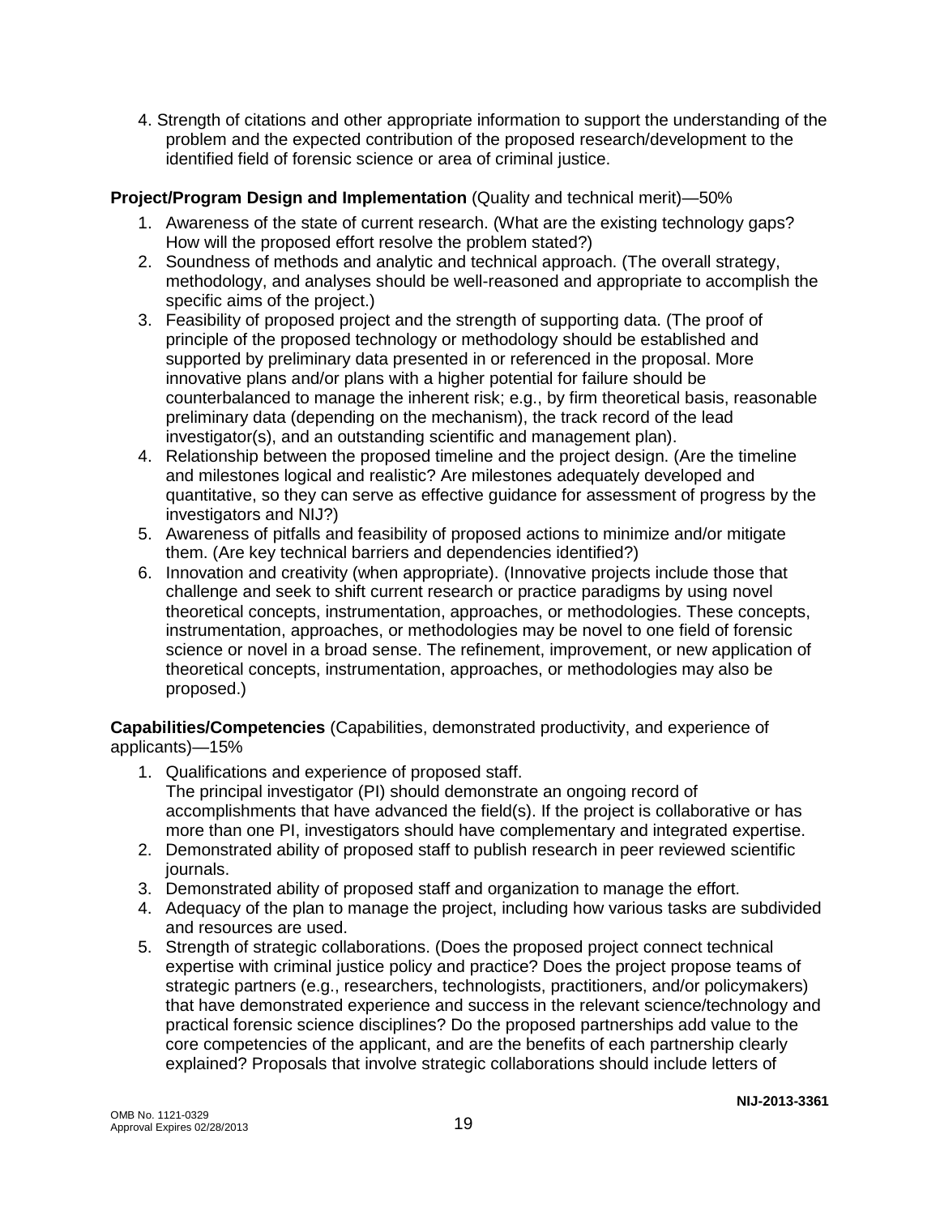4. Strength of citations and other appropriate information to support the understanding of the problem and the expected contribution of the proposed research/development to the identified field of forensic science or area of criminal justice.

**Project/Program Design and Implementation** (Quality and technical merit)—50%

1. Awareness of the state of current research. (What are the existing technology gaps? How will the proposed effort resolve the problem stated?)
2. Soundness of methods and analytic and technical approach. (The overall strategy, methodology, and analyses should be well-reasoned and appropriate to accomplish the specific aims of the project.)
3. Feasibility of proposed project and the strength of supporting data. (The proof of principle of the proposed technology or methodology should be established and supported by preliminary data presented in or referenced in the proposal. More innovative plans and/or plans with a higher potential for failure should be counterbalanced to manage the inherent risk; e.g., by firm theoretical basis, reasonable preliminary data (depending on the mechanism), the track record of the lead investigator(s), and an outstanding scientific and management plan).
4. Relationship between the proposed timeline and the project design. (Are the timeline and milestones logical and realistic? Are milestones adequately developed and quantitative, so they can serve as effective guidance for assessment of progress by the investigators and NIJ?)
5. Awareness of pitfalls and feasibility of proposed actions to minimize and/or mitigate them. (Are key technical barriers and dependencies identified?)
6. Innovation and creativity (when appropriate). (Innovative projects include those that challenge and seek to shift current research or practice paradigms by using novel theoretical concepts, instrumentation, approaches, or methodologies. These concepts, instrumentation, approaches, or methodologies may be novel to one field of forensic science or novel in a broad sense. The refinement, improvement, or new application of theoretical concepts, instrumentation, approaches, or methodologies may also be proposed.)

**Capabilities/Competencies** (Capabilities, demonstrated productivity, and experience of applicants)—15%

1. Qualifications and experience of proposed staff.
   The principal investigator (PI) should demonstrate an ongoing record of accomplishments that have advanced the field(s). If the project is collaborative or has more than one PI, investigators should have complementary and integrated expertise.
2. Demonstrated ability of proposed staff to publish research in peer reviewed scientific journals.
3. Demonstrated ability of proposed staff and organization to manage the effort.
4. Adequacy of the plan to manage the project, including how various tasks are subdivided and resources are used.
5. Strength of strategic collaborations. (Does the proposed project connect technical expertise with criminal justice policy and practice? Does the project propose teams of strategic partners (e.g., researchers, technologists, practitioners, and/or policymakers) that have demonstrated experience and success in the relevant science/technology and practical forensic science disciplines? Do the proposed partnerships add value to the core competencies of the applicant, and are the benefits of each partnership clearly explained? Proposals that involve strategic collaborations should include letters of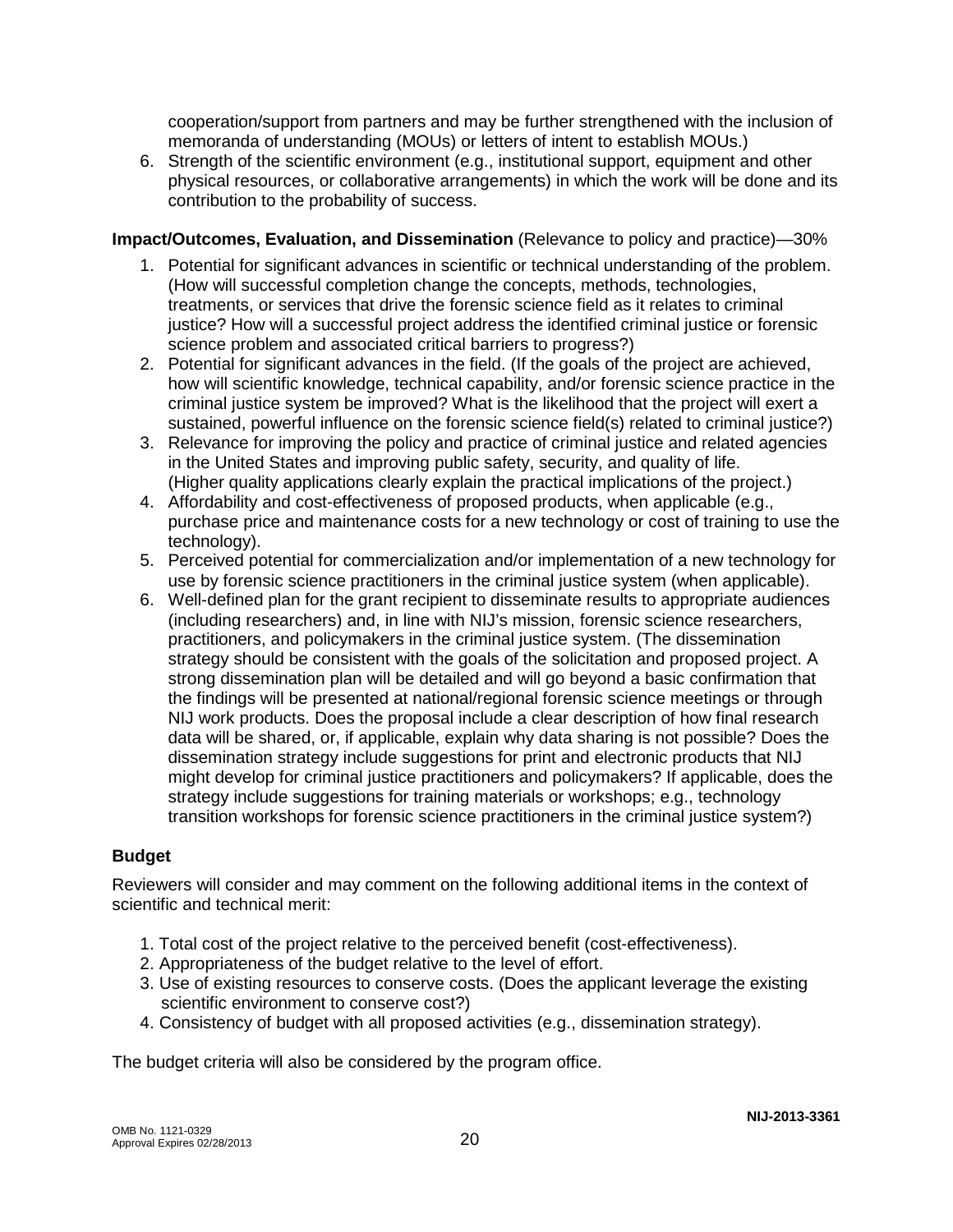cooperation/support from partners and may be further strengthened with the inclusion of memoranda of understanding (MOUs) or letters of intent to establish MOUs.)

6. Strength of the scientific environment (e.g., institutional support, equipment and other physical resources, or collaborative arrangements) in which the work will be done and its contribution to the probability of success.

**Impact/Outcomes, Evaluation, and Dissemination** (Relevance to policy and practice)—30%

1. Potential for significant advances in scientific or technical understanding of the problem. (How will successful completion change the concepts, methods, technologies, treatments, or services that drive the forensic science field as it relates to criminal justice? How will a successful project address the identified criminal justice or forensic science problem and associated critical barriers to progress?)
2. Potential for significant advances in the field. (If the goals of the project are achieved, how will scientific knowledge, technical capability, and/or forensic science practice in the criminal justice system be improved? What is the likelihood that the project will exert a sustained, powerful influence on the forensic science field(s) related to criminal justice?)
3. Relevance for improving the policy and practice of criminal justice and related agencies in the United States and improving public safety, security, and quality of life. (Higher quality applications clearly explain the practical implications of the project.)
4. Affordability and cost-effectiveness of proposed products, when applicable (e.g., purchase price and maintenance costs for a new technology or cost of training to use the technology).
5. Perceived potential for commercialization and/or implementation of a new technology for use by forensic science practitioners in the criminal justice system (when applicable).
6. Well-defined plan for the grant recipient to disseminate results to appropriate audiences (including researchers) and, in line with NIJ's mission, forensic science researchers, practitioners, and policymakers in the criminal justice system. (The dissemination strategy should be consistent with the goals of the solicitation and proposed project. A strong dissemination plan will be detailed and will go beyond a basic confirmation that the findings will be presented at national/regional forensic science meetings or through NIJ work products. Does the proposal include a clear description of how final research data will be shared, or, if applicable, explain why data sharing is not possible? Does the dissemination strategy include suggestions for print and electronic products that NIJ might develop for criminal justice practitioners and policymakers? If applicable, does the strategy include suggestions for training materials or workshops; e.g., technology transition workshops for forensic science practitioners in the criminal justice system?)

**Budget**

Reviewers will consider and may comment on the following additional items in the context of scientific and technical merit:

1. Total cost of the project relative to the perceived benefit (cost-effectiveness).
2. Appropriateness of the budget relative to the level of effort.
3. Use of existing resources to conserve costs. (Does the applicant leverage the existing scientific environment to conserve cost?)
4. Consistency of budget with all proposed activities (e.g., dissemination strategy).

The budget criteria will also be considered by the program office.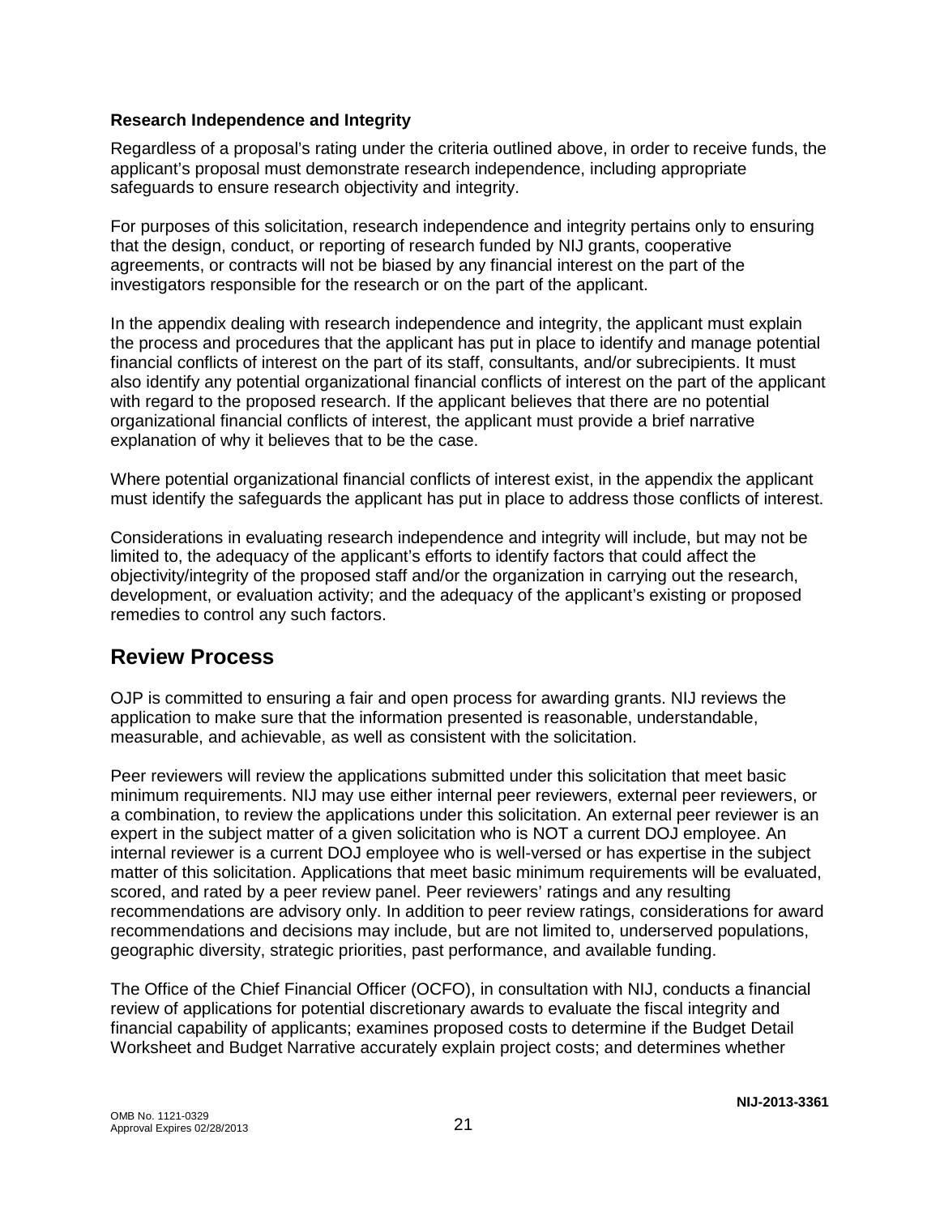**Research Independence and Integrity**

Regardless of a proposal's rating under the criteria outlined above, in order to receive funds, the applicant's proposal must demonstrate research independence, including appropriate safeguards to ensure research objectivity and integrity.

For purposes of this solicitation, research independence and integrity pertains only to ensuring that the design, conduct, or reporting of research funded by NIJ grants, cooperative agreements, or contracts will not be biased by any financial interest on the part of the investigators responsible for the research or on the part of the applicant.

In the appendix dealing with research independence and integrity, the applicant must explain the process and procedures that the applicant has put in place to identify and manage potential financial conflicts of interest on the part of its staff, consultants, and/or subrecipients. It must also identify any potential organizational financial conflicts of interest on the part of the applicant with regard to the proposed research. If the applicant believes that there are no potential organizational financial conflicts of interest, the applicant must provide a brief narrative explanation of why it believes that to be the case.

Where potential organizational financial conflicts of interest exist, in the appendix the applicant must identify the safeguards the applicant has put in place to address those conflicts of interest.

Considerations in evaluating research independence and integrity will include, but may not be limited to, the adequacy of the applicant's efforts to identify factors that could affect the objectivity/integrity of the proposed staff and/or the organization in carrying out the research, development, or evaluation activity; and the adequacy of the applicant's existing or proposed remedies to control any such factors.

## Review Process

OJP is committed to ensuring a fair and open process for awarding grants. NIJ reviews the application to make sure that the information presented is reasonable, understandable, measurable, and achievable, as well as consistent with the solicitation.

Peer reviewers will review the applications submitted under this solicitation that meet basic minimum requirements. NIJ may use either internal peer reviewers, external peer reviewers, or a combination, to review the applications under this solicitation. An external peer reviewer is an expert in the subject matter of a given solicitation who is NOT a current DOJ employee. An internal reviewer is a current DOJ employee who is well-versed or has expertise in the subject matter of this solicitation. Applications that meet basic minimum requirements will be evaluated, scored, and rated by a peer review panel. Peer reviewers' ratings and any resulting recommendations are advisory only. In addition to peer review ratings, considerations for award recommendations and decisions may include, but are not limited to, underserved populations, geographic diversity, strategic priorities, past performance, and available funding.

The Office of the Chief Financial Officer (OCFO), in consultation with NIJ, conducts a financial review of applications for potential discretionary awards to evaluate the fiscal integrity and financial capability of applicants; examines proposed costs to determine if the Budget Detail Worksheet and Budget Narrative accurately explain project costs; and determines whether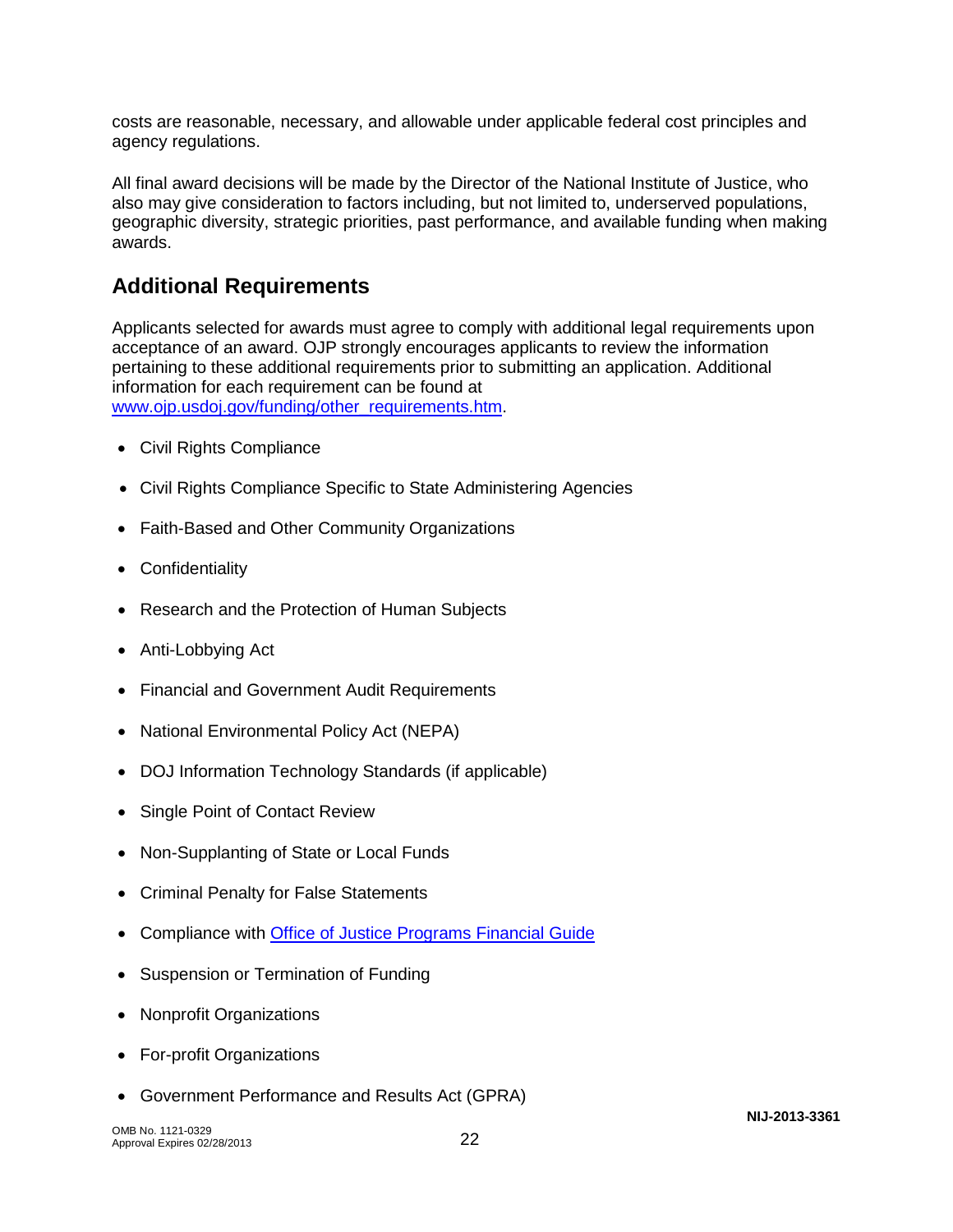costs are reasonable, necessary, and allowable under applicable federal cost principles and agency regulations.

All final award decisions will be made by the Director of the National Institute of Justice, who also may give consideration to factors including, but not limited to, underserved populations, geographic diversity, strategic priorities, past performance, and available funding when making awards.

## Additional Requirements

Applicants selected for awards must agree to comply with additional legal requirements upon acceptance of an award. OJP strongly encourages applicants to review the information pertaining to these additional requirements prior to submitting an application. Additional information for each requirement can be found at [www.ojp.usdoj.gov/funding/other_requirements.htm](www.ojp.usdoj.gov/funding/other_requirements.htm).

- Civil Rights Compliance
- Civil Rights Compliance Specific to State Administering Agencies
- Faith-Based and Other Community Organizations
- Confidentiality
- Research and the Protection of Human Subjects
- Anti-Lobbying Act
- Financial and Government Audit Requirements
- National Environmental Policy Act (NEPA)
- DOJ Information Technology Standards (if applicable)
- Single Point of Contact Review
- Non-Supplanting of State or Local Funds
- Criminal Penalty for False Statements
- Compliance with Office of Justice Programs Financial Guide
- Suspension or Termination of Funding
- Nonprofit Organizations
- For-profit Organizations
- Government Performance and Results Act (GPRA)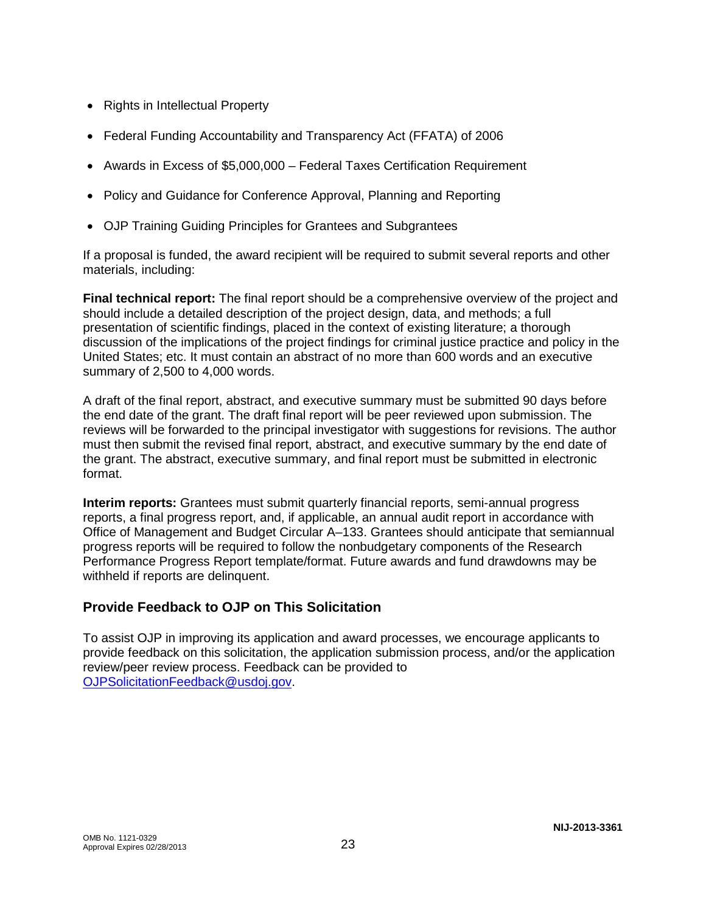- Rights in Intellectual Property
- Federal Funding Accountability and Transparency Act (FFATA) of 2006
- Awards in Excess of $5,000,000 – Federal Taxes Certification Requirement
- Policy and Guidance for Conference Approval, Planning and Reporting
- OJP Training Guiding Principles for Grantees and Subgrantees

If a proposal is funded, the award recipient will be required to submit several reports and other materials, including:

**Final technical report:** The final report should be a comprehensive overview of the project and should include a detailed description of the project design, data, and methods; a full presentation of scientific findings, placed in the context of existing literature; a thorough discussion of the implications of the project findings for criminal justice practice and policy in the United States; etc. It must contain an abstract of no more than 600 words and an executive summary of 2,500 to 4,000 words.

A draft of the final report, abstract, and executive summary must be submitted 90 days before the end date of the grant. The draft final report will be peer reviewed upon submission. The reviews will be forwarded to the principal investigator with suggestions for revisions. The author must then submit the revised final report, abstract, and executive summary by the end date of the grant. The abstract, executive summary, and final report must be submitted in electronic format.

**Interim reports:** Grantees must submit quarterly financial reports, semi-annual progress reports, a final progress report, and, if applicable, an annual audit report in accordance with Office of Management and Budget Circular A–133. Grantees should anticipate that semiannual progress reports will be required to follow the nonbudgetary components of the Research Performance Progress Report template/format. Future awards and fund drawdowns may be withheld if reports are delinquent.

## Provide Feedback to OJP on This Solicitation

To assist OJP in improving its application and award processes, we encourage applicants to provide feedback on this solicitation, the application submission process, and/or the application review/peer review process. Feedback can be provided to [OJPSolicitationFeedback@usdoj.gov](mailto:OJPSolicitationFeedback@usdoj.gov).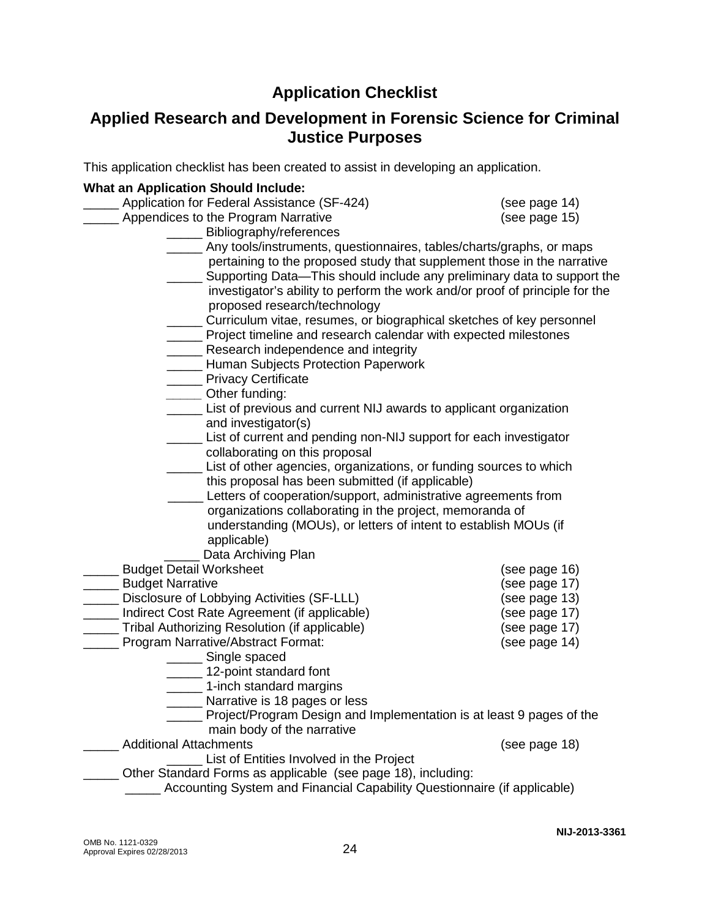## Application Checklist

## Applied Research and Development in Forensic Science for Criminal Justice Purposes

This application checklist has been created to assist in developing an application.

**What an Application Should Include:**

- _____ Application for Federal Assistance (SF-424) (see page 14)
- _____ Appendices to the Program Narrative (see page 15)
  - _____ Bibliography/references
  - _____ Any tools/instruments, questionnaires, tables/charts/graphs, or maps pertaining to the proposed study that supplement those in the narrative
  - _____ Supporting Data—This should include any preliminary data to support the investigator's ability to perform the work and/or proof of principle for the proposed research/technology
  - _____ Curriculum vitae, resumes, or biographical sketches of key personnel
  - _____ Project timeline and research calendar with expected milestones
  - _____ Research independence and integrity
  - _____ Human Subjects Protection Paperwork
  - _____ Privacy Certificate
  - _____ Other funding:
  - _____ List of previous and current NIJ awards to applicant organization and investigator(s)
  - _____ List of current and pending non-NIJ support for each investigator collaborating on this proposal
  - _____ List of other agencies, organizations, or funding sources to which this proposal has been submitted (if applicable)
  - _____ Letters of cooperation/support, administrative agreements from organizations collaborating in the project, memoranda of understanding (MOUs), or letters of intent to establish MOUs (if applicable)
  - _____ Data Archiving Plan
- _____ Budget Detail Worksheet (see page 16)
- _____ Budget Narrative (see page 17)
- _____ Disclosure of Lobbying Activities (SF-LLL) (see page 13)
- _____ Indirect Cost Rate Agreement (if applicable) (see page 17)
- _____ Tribal Authorizing Resolution (if applicable) (see page 17)
- _____ Program Narrative/Abstract Format: (see page 14)
  - _____ Single spaced
  - _____ 12-point standard font
  - _____ 1-inch standard margins
  - _____ Narrative is 18 pages or less
  - _____ Project/Program Design and Implementation is at least 9 pages of the main body of the narrative
- _____ Additional Attachments (see page 18)
  - _____ List of Entities Involved in the Project
- _____ Other Standard Forms as applicable (see page 18), including:
  - _____ Accounting System and Financial Capability Questionnaire (if applicable)

NIJ-2013-3361

OMB No. 1121-0329
Approval Expires 02/28/2013